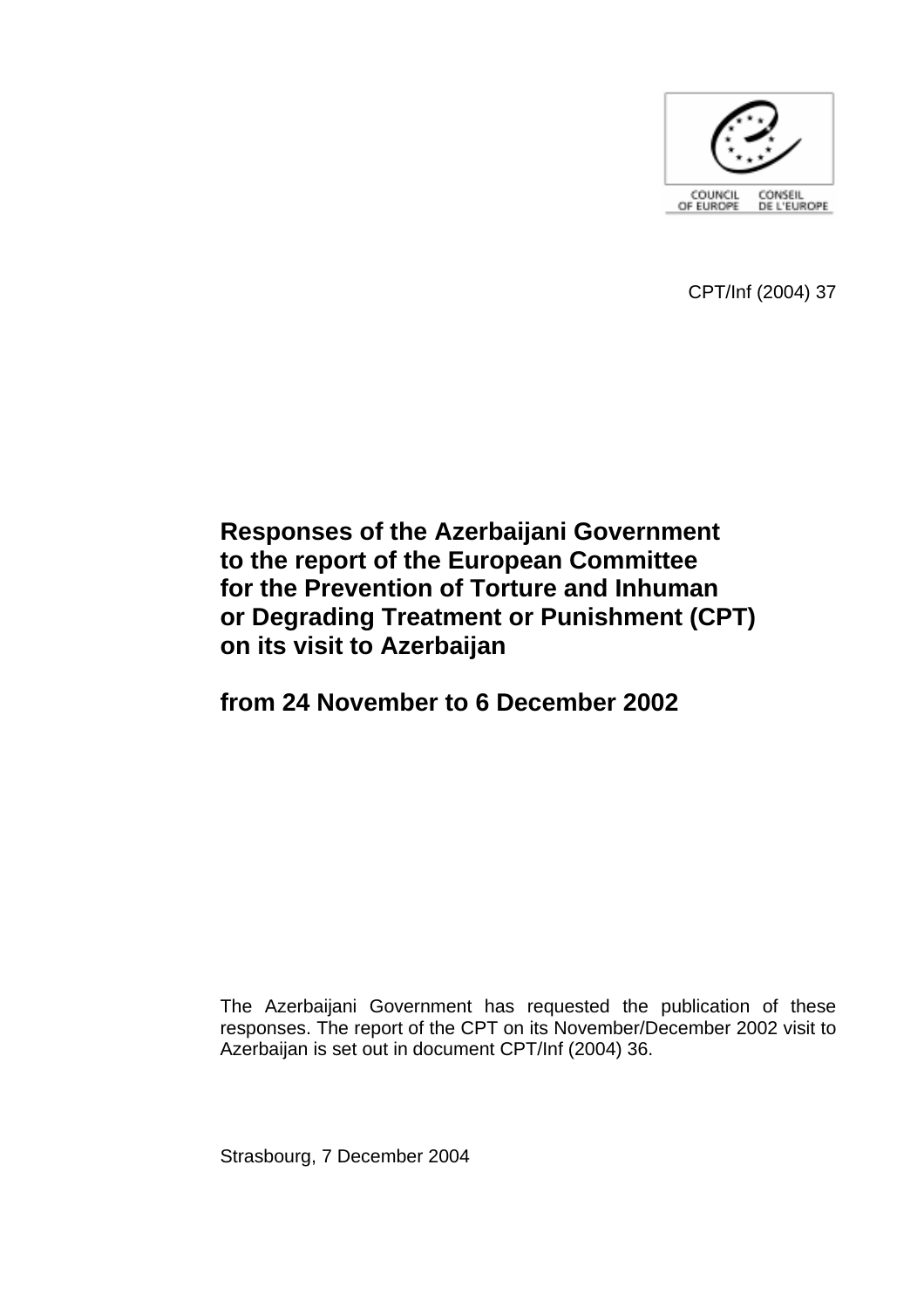COUNCIL OF EUROPE CONSEIL DE L'EUROPE

CPT/Inf (2004) 37

# Responses of the Azerbaijani Government to the report of the European Committee for the Prevention of Torture and Inhuman or Degrading Treatment or Punishment (CPT) on its visit to Azerbaijan

# from 24 November to 6 December 2002

The Azerbaijani Government has requested the publication of these responses. The report of the CPT on its November/December 2002 visit to Azerbaijan is set out in document CPT/Inf (2004) 36.

Strasbourg, 7 December 2004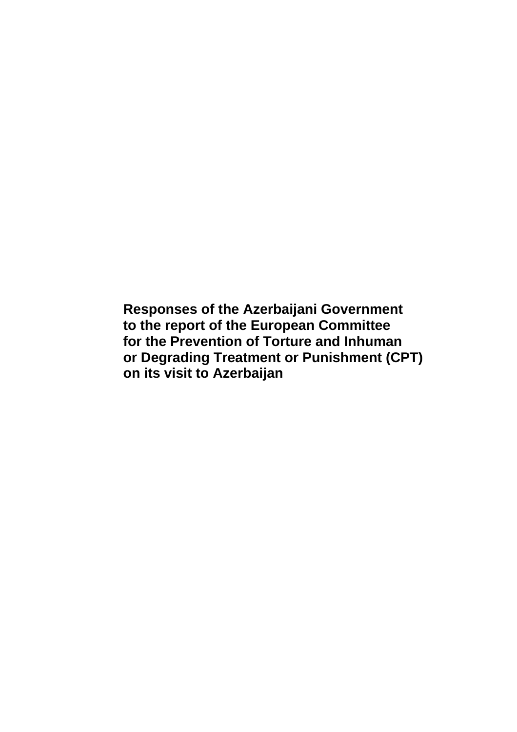**Responses of the Azerbaijani Government to the report of the European Committee for the Prevention of Torture and Inhuman or Degrading Treatment or Punishment (CPT) on its visit to Azerbaijan**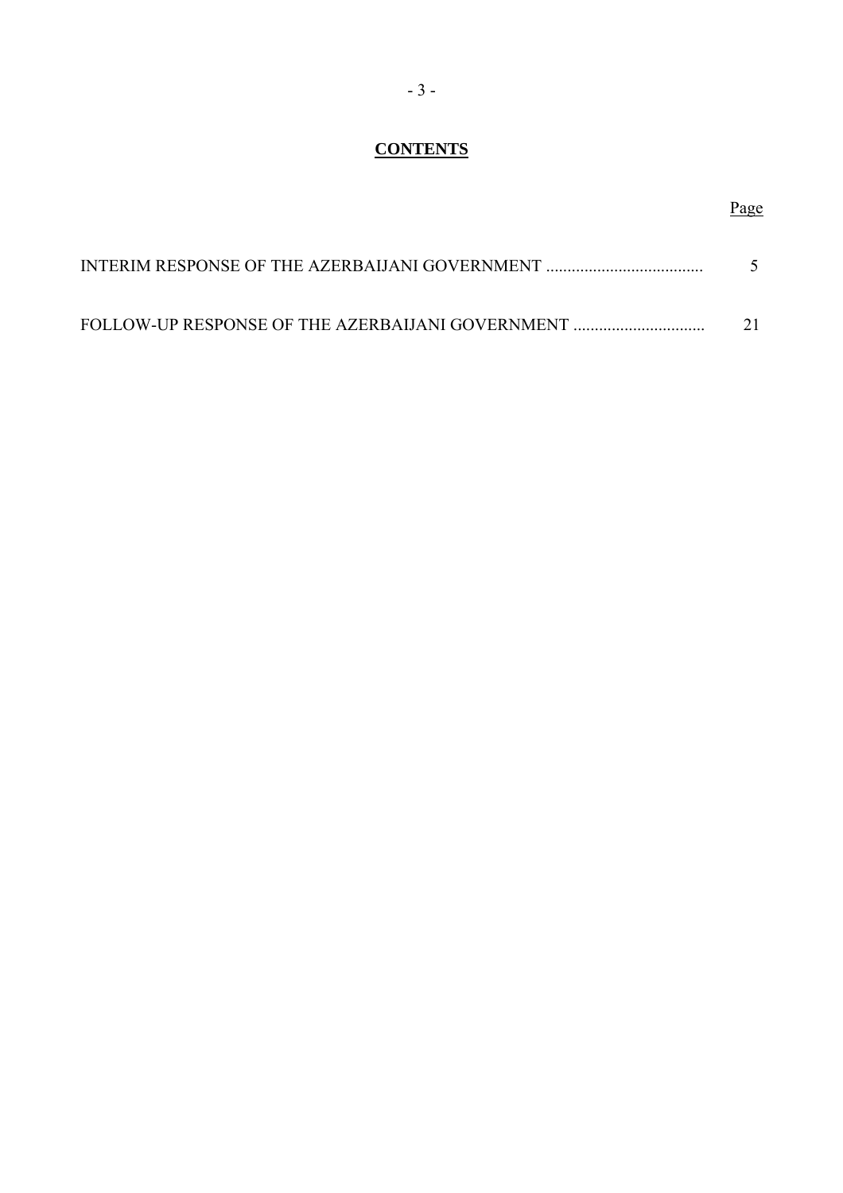# CONTENTS

| | Page |
|---|---|
| INTERIM RESPONSE OF THE AZERBAIJANI GOVERNMENT .................................... | 5 |
| FOLLOW-UP RESPONSE OF THE AZERBAIJANI GOVERNMENT .............................. | 21 |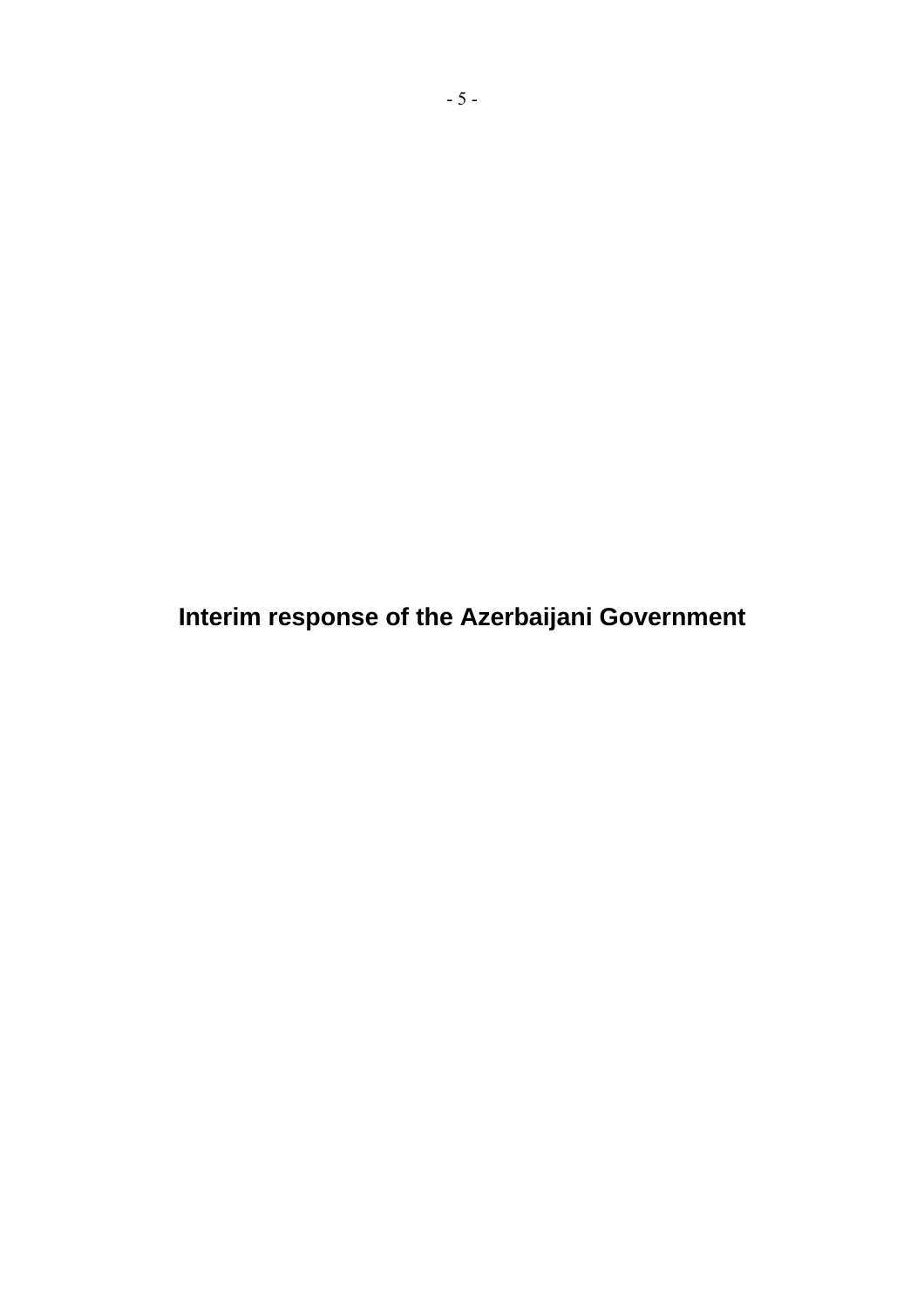# Interim response of the Azerbaijani Government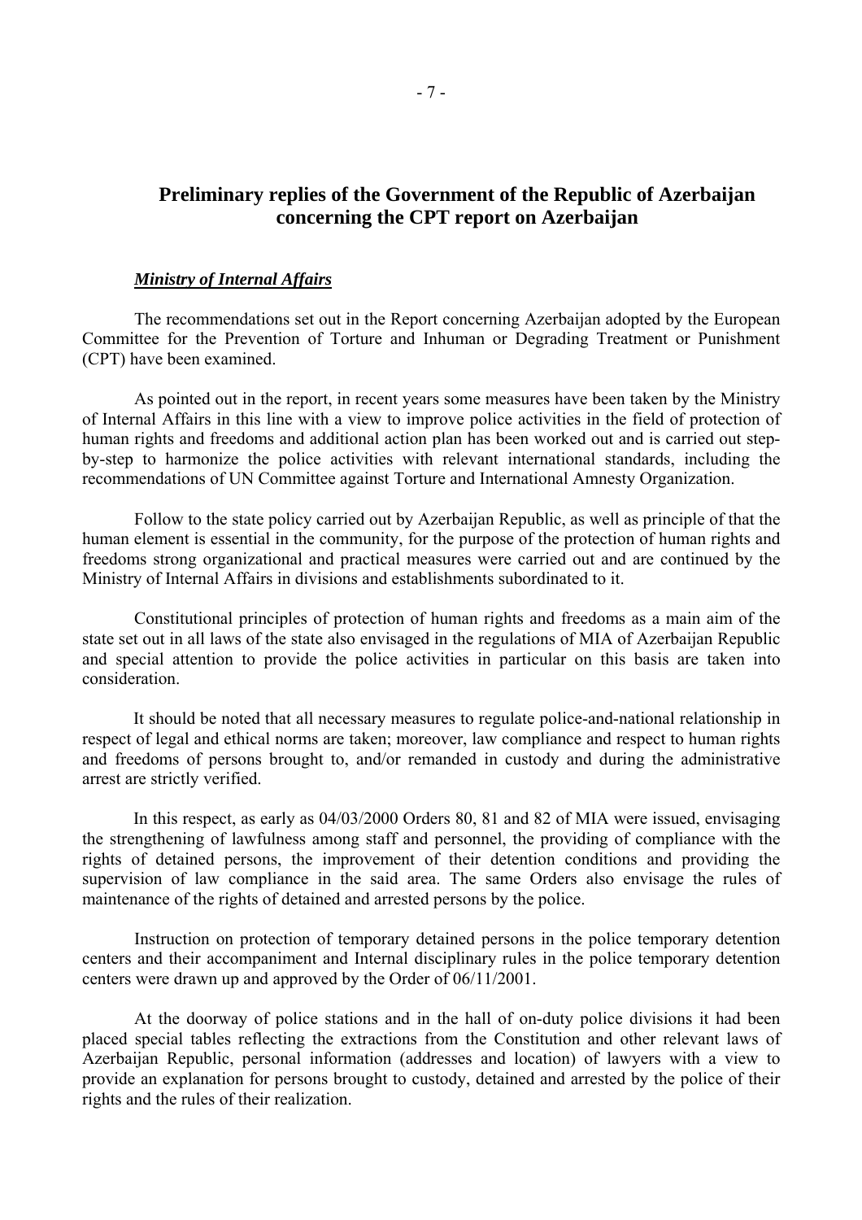## Preliminary replies of the Government of the Republic of Azerbaijan concerning the CPT report on Azerbaijan

***Ministry of Internal Affairs***

The recommendations set out in the Report concerning Azerbaijan adopted by the European Committee for the Prevention of Torture and Inhuman or Degrading Treatment or Punishment (CPT) have been examined.

As pointed out in the report, in recent years some measures have been taken by the Ministry of Internal Affairs in this line with a view to improve police activities in the field of protection of human rights and freedoms and additional action plan has been worked out and is carried out step-by-step to harmonize the police activities with relevant international standards, including the recommendations of UN Committee against Torture and International Amnesty Organization.

Follow to the state policy carried out by Azerbaijan Republic, as well as principle of that the human element is essential in the community, for the purpose of the protection of human rights and freedoms strong organizational and practical measures were carried out and are continued by the Ministry of Internal Affairs in divisions and establishments subordinated to it.

Constitutional principles of protection of human rights and freedoms as a main aim of the state set out in all laws of the state also envisaged in the regulations of MIA of Azerbaijan Republic and special attention to provide the police activities in particular on this basis are taken into consideration.

It should be noted that all necessary measures to regulate police-and-national relationship in respect of legal and ethical norms are taken; moreover, law compliance and respect to human rights and freedoms of persons brought to, and/or remanded in custody and during the administrative arrest are strictly verified.

In this respect, as early as 04/03/2000 Orders 80, 81 and 82 of MIA were issued, envisaging the strengthening of lawfulness among staff and personnel, the providing of compliance with the rights of detained persons, the improvement of their detention conditions and providing the supervision of law compliance in the said area. The same Orders also envisage the rules of maintenance of the rights of detained and arrested persons by the police.

Instruction on protection of temporary detained persons in the police temporary detention centers and their accompaniment and Internal disciplinary rules in the police temporary detention centers were drawn up and approved by the Order of 06/11/2001.

At the doorway of police stations and in the hall of on-duty police divisions it had been placed special tables reflecting the extractions from the Constitution and other relevant laws of Azerbaijan Republic, personal information (addresses and location) of lawyers with a view to provide an explanation for persons brought to custody, detained and arrested by the police of their rights and the rules of their realization.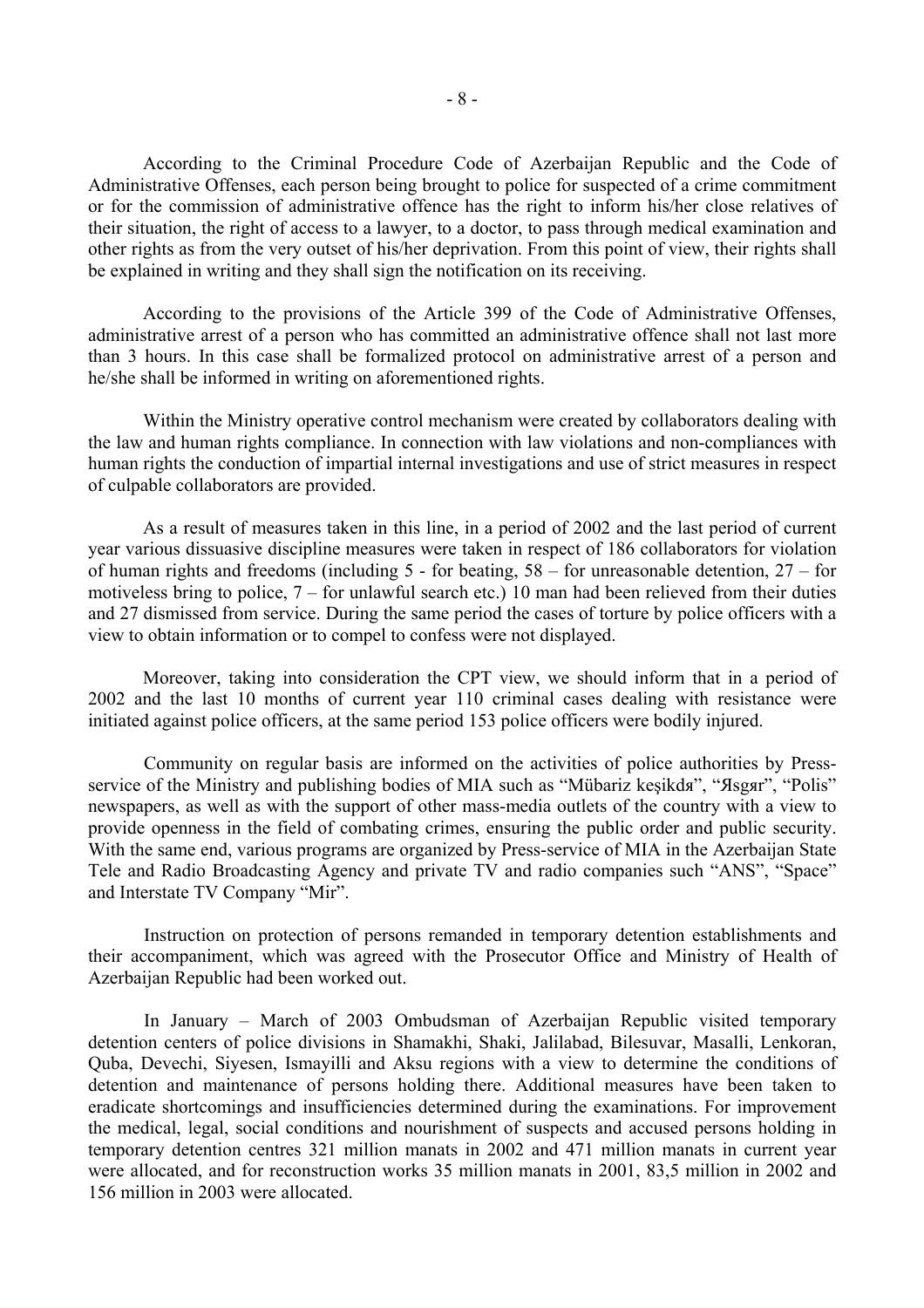According to the Criminal Procedure Code of Azerbaijan Republic and the Code of Administrative Offenses, each person being brought to police for suspected of a crime commitment or for the commission of administrative offence has the right to inform his/her close relatives of their situation, the right of access to a lawyer, to a doctor, to pass through medical examination and other rights as from the very outset of his/her deprivation. From this point of view, their rights shall be explained in writing and they shall sign the notification on its receiving.

According to the provisions of the Article 399 of the Code of Administrative Offenses, administrative arrest of a person who has committed an administrative offence shall not last more than 3 hours. In this case shall be formalized protocol on administrative arrest of a person and he/she shall be informed in writing on aforementioned rights.

Within the Ministry operative control mechanism were created by collaborators dealing with the law and human rights compliance. In connection with law violations and non-compliances with human rights the conduction of impartial internal investigations and use of strict measures in respect of culpable collaborators are provided.

As a result of measures taken in this line, in a period of 2002 and the last period of current year various dissuasive discipline measures were taken in respect of 186 collaborators for violation of human rights and freedoms (including 5 - for beating, 58 – for unreasonable detention, 27 – for motiveless bring to police, 7 – for unlawful search etc.) 10 man had been relieved from their duties and 27 dismissed from service. During the same period the cases of torture by police officers with a view to obtain information or to compel to confess were not displayed.

Moreover, taking into consideration the CPT view, we should inform that in a period of 2002 and the last 10 months of current year 110 criminal cases dealing with resistance were initiated against police officers, at the same period 153 police officers were bodily injured.

Community on regular basis are informed on the activities of police authorities by Press-service of the Ministry and publishing bodies of MIA such as "Mübariz keşikdя", "Яsgяr", "Polis" newspapers, as well as with the support of other mass-media outlets of the country with a view to provide openness in the field of combating crimes, ensuring the public order and public security. With the same end, various programs are organized by Press-service of MIA in the Azerbaijan State Tele and Radio Broadcasting Agency and private TV and radio companies such "ANS", "Space" and Interstate TV Company "Mir".

Instruction on protection of persons remanded in temporary detention establishments and their accompaniment, which was agreed with the Prosecutor Office and Ministry of Health of Azerbaijan Republic had been worked out.

In January – March of 2003 Ombudsman of Azerbaijan Republic visited temporary detention centers of police divisions in Shamakhi, Shaki, Jalilabad, Bilesuvar, Masalli, Lenkoran, Quba, Devechi, Siyesen, Ismayilli and Aksu regions with a view to determine the conditions of detention and maintenance of persons holding there. Additional measures have been taken to eradicate shortcomings and insufficiencies determined during the examinations. For improvement the medical, legal, social conditions and nourishment of suspects and accused persons holding in temporary detention centres 321 million manats in 2002 and 471 million manats in current year were allocated, and for reconstruction works 35 million manats in 2001, 83,5 million in 2002 and 156 million in 2003 were allocated.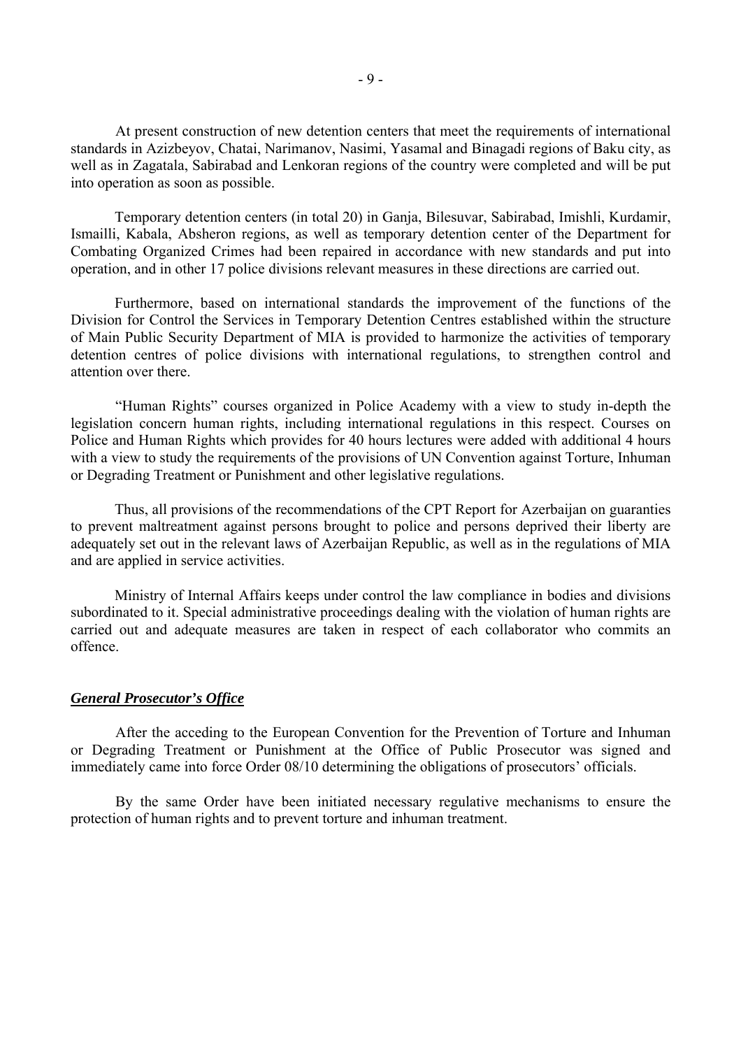At present construction of new detention centers that meet the requirements of international standards in Azizbeyov, Chatai, Narimanov, Nasimi, Yasamal and Binagadi regions of Baku city, as well as in Zagatala, Sabirabad and Lenkoran regions of the country were completed and will be put into operation as soon as possible.

Temporary detention centers (in total 20) in Ganja, Bilesuvar, Sabirabad, Imishli, Kurdamir, Ismailli, Kabala, Absheron regions, as well as temporary detention center of the Department for Combating Organized Crimes had been repaired in accordance with new standards and put into operation, and in other 17 police divisions relevant measures in these directions are carried out.

Furthermore, based on international standards the improvement of the functions of the Division for Control the Services in Temporary Detention Centres established within the structure of Main Public Security Department of MIA is provided to harmonize the activities of temporary detention centres of police divisions with international regulations, to strengthen control and attention over there.

"Human Rights" courses organized in Police Academy with a view to study in-depth the legislation concern human rights, including international regulations in this respect. Courses on Police and Human Rights which provides for 40 hours lectures were added with additional 4 hours with a view to study the requirements of the provisions of UN Convention against Torture, Inhuman or Degrading Treatment or Punishment and other legislative regulations.

Thus, all provisions of the recommendations of the CPT Report for Azerbaijan on guaranties to prevent maltreatment against persons brought to police and persons deprived their liberty are adequately set out in the relevant laws of Azerbaijan Republic, as well as in the regulations of MIA and are applied in service activities.

Ministry of Internal Affairs keeps under control the law compliance in bodies and divisions subordinated to it. Special administrative proceedings dealing with the violation of human rights are carried out and adequate measures are taken in respect of each collaborator who commits an offence.

***General Prosecutor's Office***

After the acceding to the European Convention for the Prevention of Torture and Inhuman or Degrading Treatment or Punishment at the Office of Public Prosecutor was signed and immediately came into force Order 08/10 determining the obligations of prosecutors' officials.

By the same Order have been initiated necessary regulative mechanisms to ensure the protection of human rights and to prevent torture and inhuman treatment.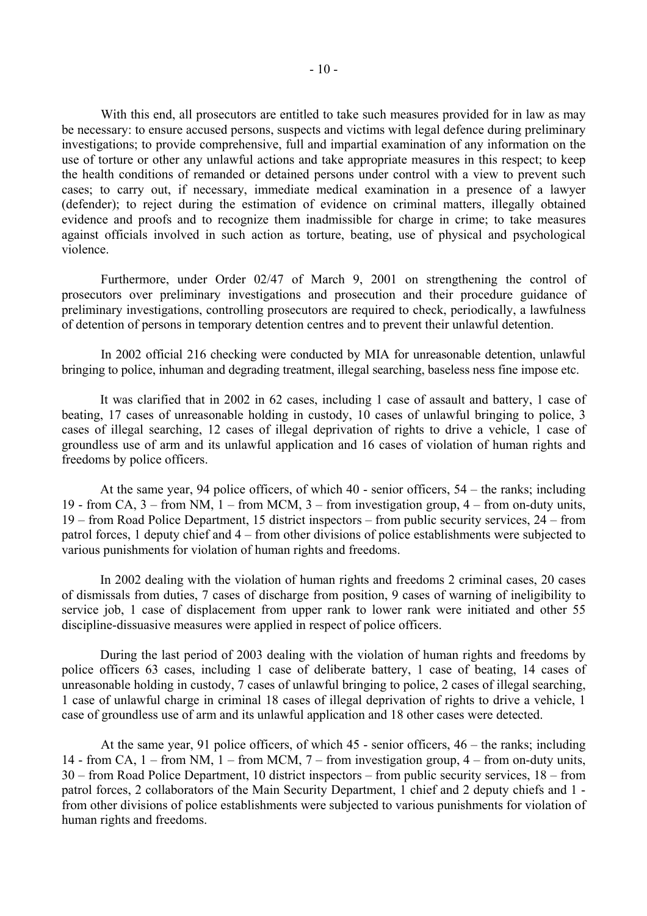With this end, all prosecutors are entitled to take such measures provided for in law as may be necessary: to ensure accused persons, suspects and victims with legal defence during preliminary investigations; to provide comprehensive, full and impartial examination of any information on the use of torture or other any unlawful actions and take appropriate measures in this respect; to keep the health conditions of remanded or detained persons under control with a view to prevent such cases; to carry out, if necessary, immediate medical examination in a presence of a lawyer (defender); to reject during the estimation of evidence on criminal matters, illegally obtained evidence and proofs and to recognize them inadmissible for charge in crime; to take measures against officials involved in such action as torture, beating, use of physical and psychological violence.

Furthermore, under Order 02/47 of March 9, 2001 on strengthening the control of prosecutors over preliminary investigations and prosecution and their procedure guidance of preliminary investigations, controlling prosecutors are required to check, periodically, a lawfulness of detention of persons in temporary detention centres and to prevent their unlawful detention.

In 2002 official 216 checking were conducted by MIA for unreasonable detention, unlawful bringing to police, inhuman and degrading treatment, illegal searching, baseless ness fine impose etc.

It was clarified that in 2002 in 62 cases, including 1 case of assault and battery, 1 case of beating, 17 cases of unreasonable holding in custody, 10 cases of unlawful bringing to police, 3 cases of illegal searching, 12 cases of illegal deprivation of rights to drive a vehicle, 1 case of groundless use of arm and its unlawful application and 16 cases of violation of human rights and freedoms by police officers.

At the same year, 94 police officers, of which 40 - senior officers, 54 – the ranks; including 19 - from CA, 3 – from NM, 1 – from MCM, 3 – from investigation group, 4 – from on-duty units, 19 – from Road Police Department, 15 district inspectors – from public security services, 24 – from patrol forces, 1 deputy chief and 4 – from other divisions of police establishments were subjected to various punishments for violation of human rights and freedoms.

In 2002 dealing with the violation of human rights and freedoms 2 criminal cases, 20 cases of dismissals from duties, 7 cases of discharge from position, 9 cases of warning of ineligibility to service job, 1 case of displacement from upper rank to lower rank were initiated and other 55 discipline-dissuasive measures were applied in respect of police officers.

During the last period of 2003 dealing with the violation of human rights and freedoms by police officers 63 cases, including 1 case of deliberate battery, 1 case of beating, 14 cases of unreasonable holding in custody, 7 cases of unlawful bringing to police, 2 cases of illegal searching, 1 case of unlawful charge in criminal 18 cases of illegal deprivation of rights to drive a vehicle, 1 case of groundless use of arm and its unlawful application and 18 other cases were detected.

At the same year, 91 police officers, of which 45 - senior officers, 46 – the ranks; including 14 - from CA, 1 – from NM, 1 – from MCM, 7 – from investigation group, 4 – from on-duty units, 30 – from Road Police Department, 10 district inspectors – from public security services, 18 – from patrol forces, 2 collaborators of the Main Security Department, 1 chief and 2 deputy chiefs and 1 - from other divisions of police establishments were subjected to various punishments for violation of human rights and freedoms.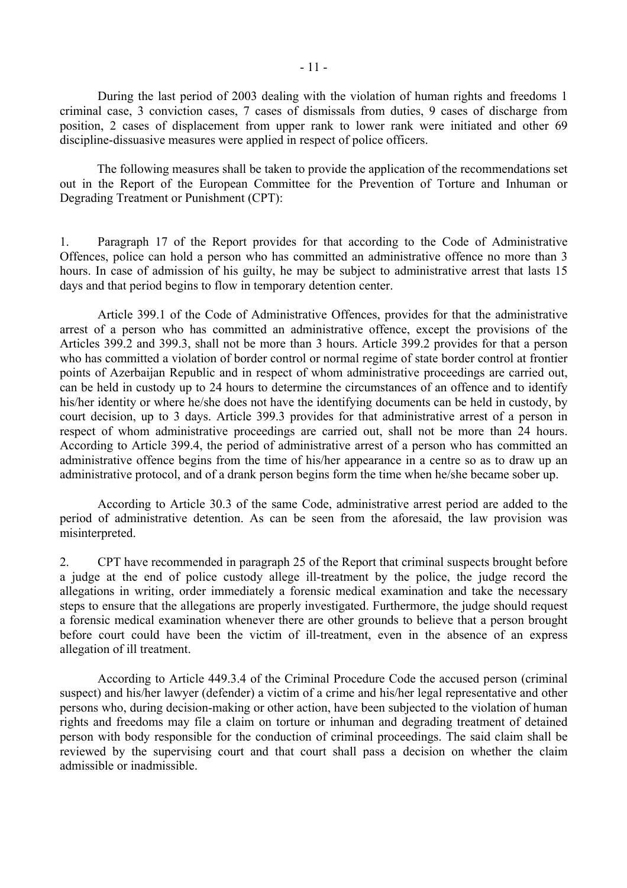During the last period of 2003 dealing with the violation of human rights and freedoms 1 criminal case, 3 conviction cases, 7 cases of dismissals from duties, 9 cases of discharge from position, 2 cases of displacement from upper rank to lower rank were initiated and other 69 discipline-dissuasive measures were applied in respect of police officers.

The following measures shall be taken to provide the application of the recommendations set out in the Report of the European Committee for the Prevention of Torture and Inhuman or Degrading Treatment or Punishment (CPT):

1. Paragraph 17 of the Report provides for that according to the Code of Administrative Offences, police can hold a person who has committed an administrative offence no more than 3 hours. In case of admission of his guilty, he may be subject to administrative arrest that lasts 15 days and that period begins to flow in temporary detention center.

Article 399.1 of the Code of Administrative Offences, provides for that the administrative arrest of a person who has committed an administrative offence, except the provisions of the Articles 399.2 and 399.3, shall not be more than 3 hours. Article 399.2 provides for that a person who has committed a violation of border control or normal regime of state border control at frontier points of Azerbaijan Republic and in respect of whom administrative proceedings are carried out, can be held in custody up to 24 hours to determine the circumstances of an offence and to identify his/her identity or where he/she does not have the identifying documents can be held in custody, by court decision, up to 3 days. Article 399.3 provides for that administrative arrest of a person in respect of whom administrative proceedings are carried out, shall not be more than 24 hours. According to Article 399.4, the period of administrative arrest of a person who has committed an administrative offence begins from the time of his/her appearance in a centre so as to draw up an administrative protocol, and of a drank person begins form the time when he/she became sober up.

According to Article 30.3 of the same Code, administrative arrest period are added to the period of administrative detention. As can be seen from the aforesaid, the law provision was misinterpreted.

2. CPT have recommended in paragraph 25 of the Report that criminal suspects brought before a judge at the end of police custody allege ill-treatment by the police, the judge record the allegations in writing, order immediately a forensic medical examination and take the necessary steps to ensure that the allegations are properly investigated. Furthermore, the judge should request a forensic medical examination whenever there are other grounds to believe that a person brought before court could have been the victim of ill-treatment, even in the absence of an express allegation of ill treatment.

According to Article 449.3.4 of the Criminal Procedure Code the accused person (criminal suspect) and his/her lawyer (defender) a victim of a crime and his/her legal representative and other persons who, during decision-making or other action, have been subjected to the violation of human rights and freedoms may file a claim on torture or inhuman and degrading treatment of detained person with body responsible for the conduction of criminal proceedings. The said claim shall be reviewed by the supervising court and that court shall pass a decision on whether the claim admissible or inadmissible.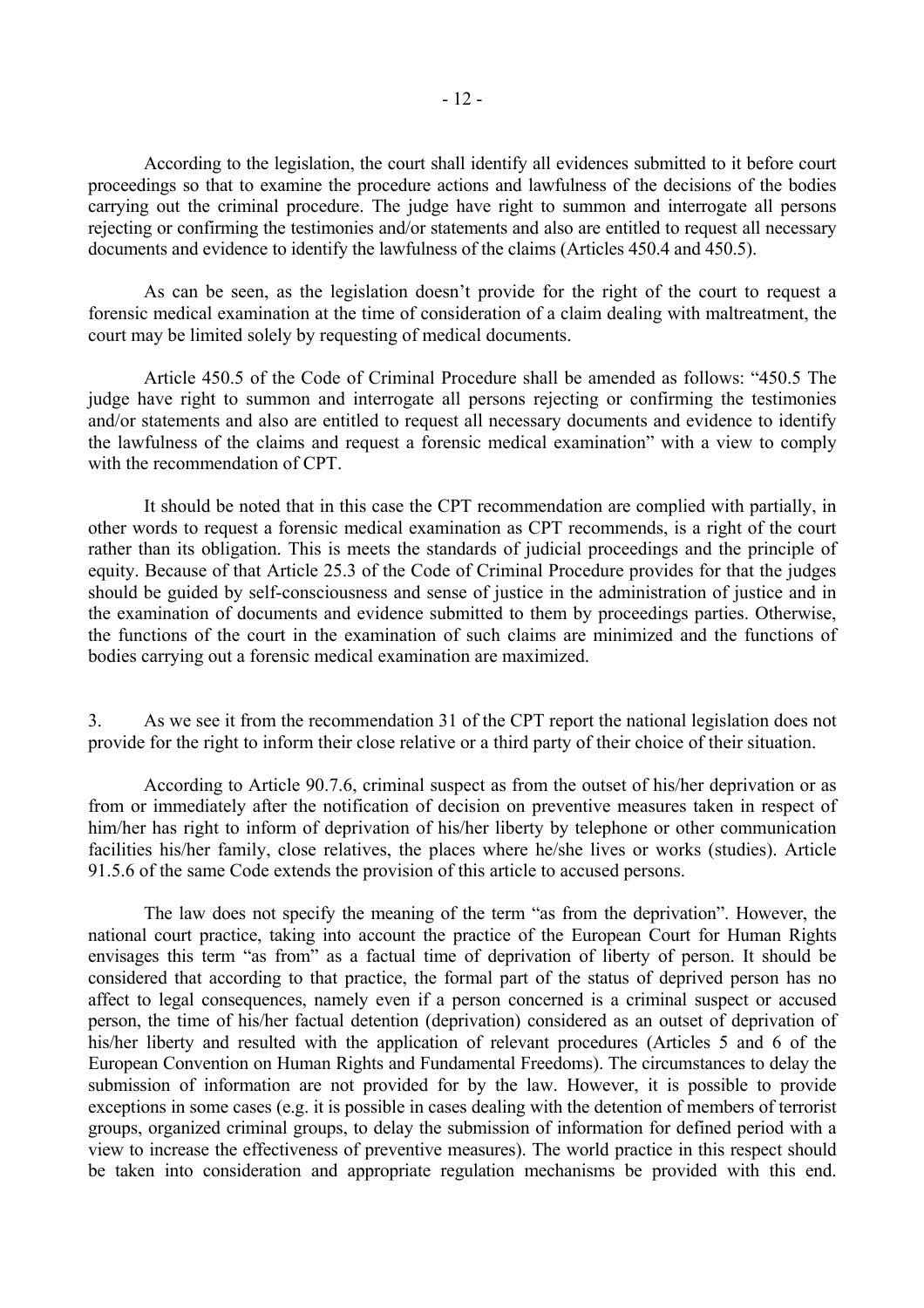According to the legislation, the court shall identify all evidences submitted to it before court proceedings so that to examine the procedure actions and lawfulness of the decisions of the bodies carrying out the criminal procedure. The judge have right to summon and interrogate all persons rejecting or confirming the testimonies and/or statements and also are entitled to request all necessary documents and evidence to identify the lawfulness of the claims (Articles 450.4 and 450.5).

As can be seen, as the legislation doesn't provide for the right of the court to request a forensic medical examination at the time of consideration of a claim dealing with maltreatment, the court may be limited solely by requesting of medical documents.

Article 450.5 of the Code of Criminal Procedure shall be amended as follows: "450.5 The judge have right to summon and interrogate all persons rejecting or confirming the testimonies and/or statements and also are entitled to request all necessary documents and evidence to identify the lawfulness of the claims and request a forensic medical examination" with a view to comply with the recommendation of CPT.

It should be noted that in this case the CPT recommendation are complied with partially, in other words to request a forensic medical examination as CPT recommends, is a right of the court rather than its obligation. This is meets the standards of judicial proceedings and the principle of equity. Because of that Article 25.3 of the Code of Criminal Procedure provides for that the judges should be guided by self-consciousness and sense of justice in the administration of justice and in the examination of documents and evidence submitted to them by proceedings parties. Otherwise, the functions of the court in the examination of such claims are minimized and the functions of bodies carrying out a forensic medical examination are maximized.

3. As we see it from the recommendation 31 of the CPT report the national legislation does not provide for the right to inform their close relative or a third party of their choice of their situation.

According to Article 90.7.6, criminal suspect as from the outset of his/her deprivation or as from or immediately after the notification of decision on preventive measures taken in respect of him/her has right to inform of deprivation of his/her liberty by telephone or other communication facilities his/her family, close relatives, the places where he/she lives or works (studies). Article 91.5.6 of the same Code extends the provision of this article to accused persons.

The law does not specify the meaning of the term "as from the deprivation". However, the national court practice, taking into account the practice of the European Court for Human Rights envisages this term "as from" as a factual time of deprivation of liberty of person. It should be considered that according to that practice, the formal part of the status of deprived person has no affect to legal consequences, namely even if a person concerned is a criminal suspect or accused person, the time of his/her factual detention (deprivation) considered as an outset of deprivation of his/her liberty and resulted with the application of relevant procedures (Articles 5 and 6 of the European Convention on Human Rights and Fundamental Freedoms). The circumstances to delay the submission of information are not provided for by the law. However, it is possible to provide exceptions in some cases (e.g. it is possible in cases dealing with the detention of members of terrorist groups, organized criminal groups, to delay the submission of information for defined period with a view to increase the effectiveness of preventive measures). The world practice in this respect should be taken into consideration and appropriate regulation mechanisms be provided with this end.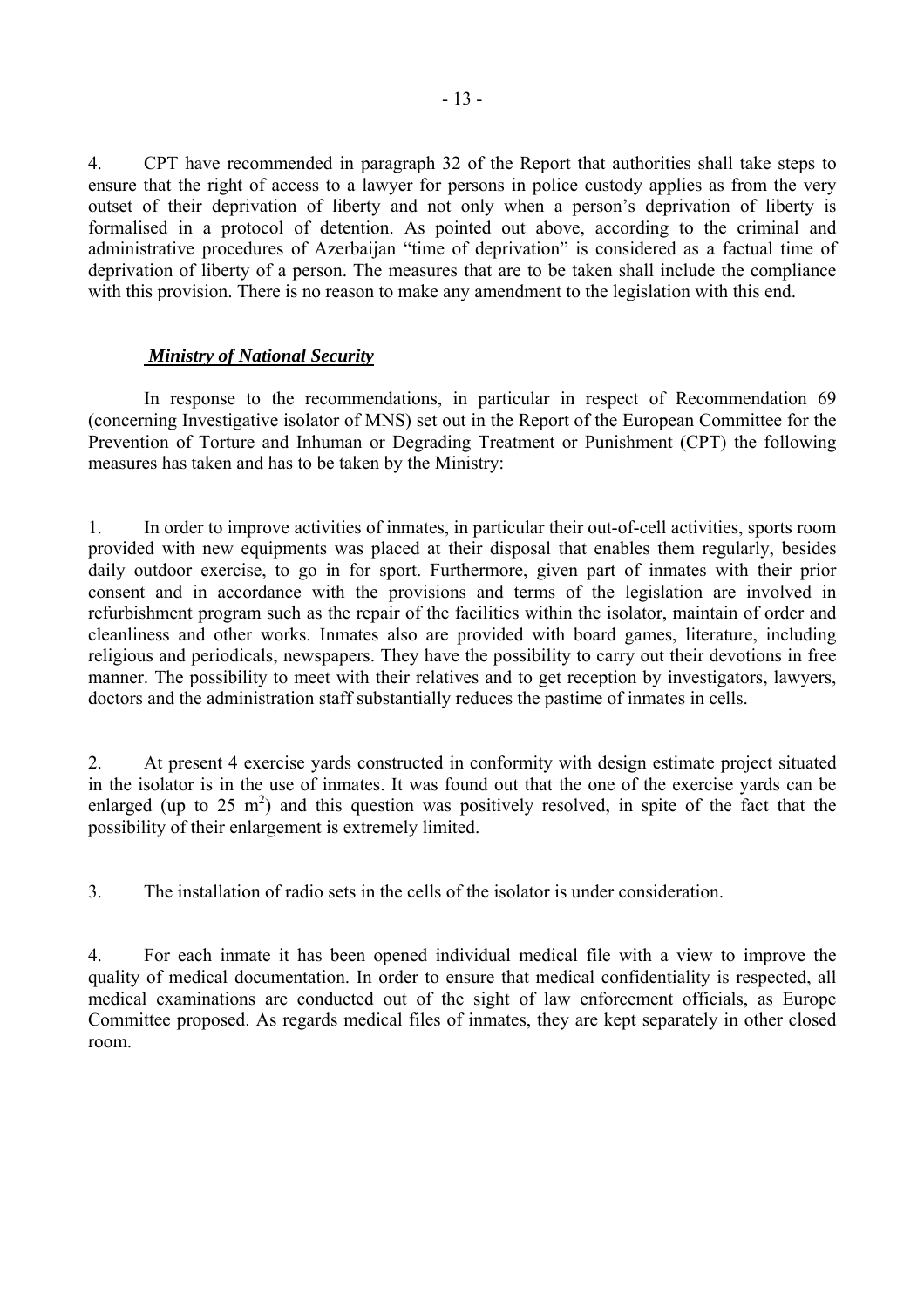4. CPT have recommended in paragraph 32 of the Report that authorities shall take steps to ensure that the right of access to a lawyer for persons in police custody applies as from the very outset of their deprivation of liberty and not only when a person's deprivation of liberty is formalised in a protocol of detention. As pointed out above, according to the criminal and administrative procedures of Azerbaijan "time of deprivation" is considered as a factual time of deprivation of liberty of a person. The measures that are to be taken shall include the compliance with this provision. There is no reason to make any amendment to the legislation with this end.

***Ministry of National Security***

In response to the recommendations, in particular in respect of Recommendation 69 (concerning Investigative isolator of MNS) set out in the Report of the European Committee for the Prevention of Torture and Inhuman or Degrading Treatment or Punishment (CPT) the following measures has taken and has to be taken by the Ministry:

1. In order to improve activities of inmates, in particular their out-of-cell activities, sports room provided with new equipments was placed at their disposal that enables them regularly, besides daily outdoor exercise, to go in for sport. Furthermore, given part of inmates with their prior consent and in accordance with the provisions and terms of the legislation are involved in refurbishment program such as the repair of the facilities within the isolator, maintain of order and cleanliness and other works. Inmates also are provided with board games, literature, including religious and periodicals, newspapers. They have the possibility to carry out their devotions in free manner. The possibility to meet with their relatives and to get reception by investigators, lawyers, doctors and the administration staff substantially reduces the pastime of inmates in cells.

2. At present 4 exercise yards constructed in conformity with design estimate project situated in the isolator is in the use of inmates. It was found out that the one of the exercise yards can be enlarged (up to 25 $m^2$) and this question was positively resolved, in spite of the fact that the possibility of their enlargement is extremely limited.

3. The installation of radio sets in the cells of the isolator is under consideration.

4. For each inmate it has been opened individual medical file with a view to improve the quality of medical documentation. In order to ensure that medical confidentiality is respected, all medical examinations are conducted out of the sight of law enforcement officials, as Europe Committee proposed. As regards medical files of inmates, they are kept separately in other closed room.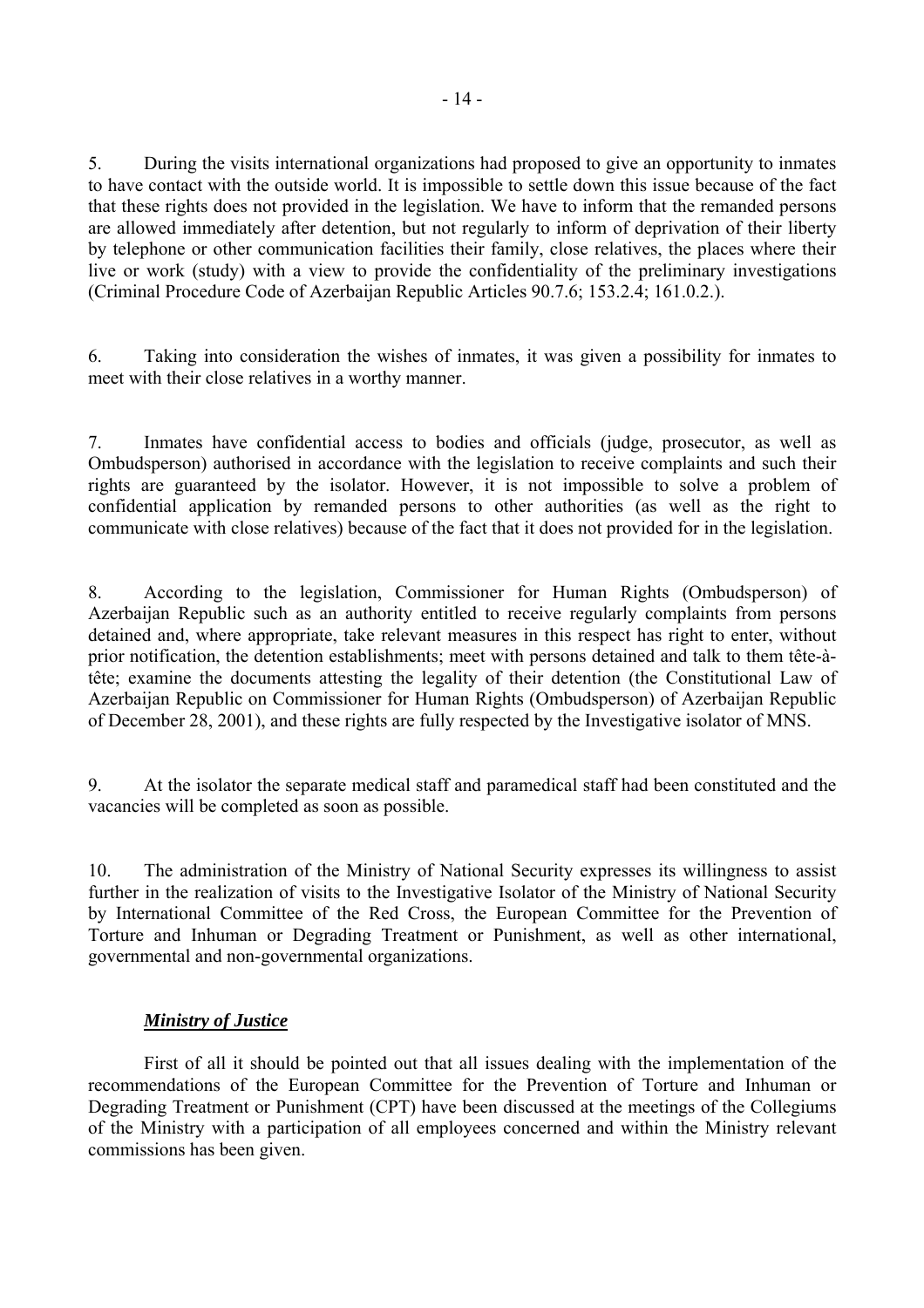5. During the visits international organizations had proposed to give an opportunity to inmates to have contact with the outside world. It is impossible to settle down this issue because of the fact that these rights does not provided in the legislation. We have to inform that the remanded persons are allowed immediately after detention, but not regularly to inform of deprivation of their liberty by telephone or other communication facilities their family, close relatives, the places where their live or work (study) with a view to provide the confidentiality of the preliminary investigations (Criminal Procedure Code of Azerbaijan Republic Articles 90.7.6; 153.2.4; 161.0.2.).

6. Taking into consideration the wishes of inmates, it was given a possibility for inmates to meet with their close relatives in a worthy manner.

7. Inmates have confidential access to bodies and officials (judge, prosecutor, as well as Ombudsperson) authorised in accordance with the legislation to receive complaints and such their rights are guaranteed by the isolator. However, it is not impossible to solve a problem of confidential application by remanded persons to other authorities (as well as the right to communicate with close relatives) because of the fact that it does not provided for in the legislation.

8. According to the legislation, Commissioner for Human Rights (Ombudsperson) of Azerbaijan Republic such as an authority entitled to receive regularly complaints from persons detained and, where appropriate, take relevant measures in this respect has right to enter, without prior notification, the detention establishments; meet with persons detained and talk to them tête-à-tête; examine the documents attesting the legality of their detention (the Constitutional Law of Azerbaijan Republic on Commissioner for Human Rights (Ombudsperson) of Azerbaijan Republic of December 28, 2001), and these rights are fully respected by the Investigative isolator of MNS.

9. At the isolator the separate medical staff and paramedical staff had been constituted and the vacancies will be completed as soon as possible.

10. The administration of the Ministry of National Security expresses its willingness to assist further in the realization of visits to the Investigative Isolator of the Ministry of National Security by International Committee of the Red Cross, the European Committee for the Prevention of Torture and Inhuman or Degrading Treatment or Punishment, as well as other international, governmental and non-governmental organizations.

***Ministry of Justice***

First of all it should be pointed out that all issues dealing with the implementation of the recommendations of the European Committee for the Prevention of Torture and Inhuman or Degrading Treatment or Punishment (CPT) have been discussed at the meetings of the Collegiums of the Ministry with a participation of all employees concerned and within the Ministry relevant commissions has been given.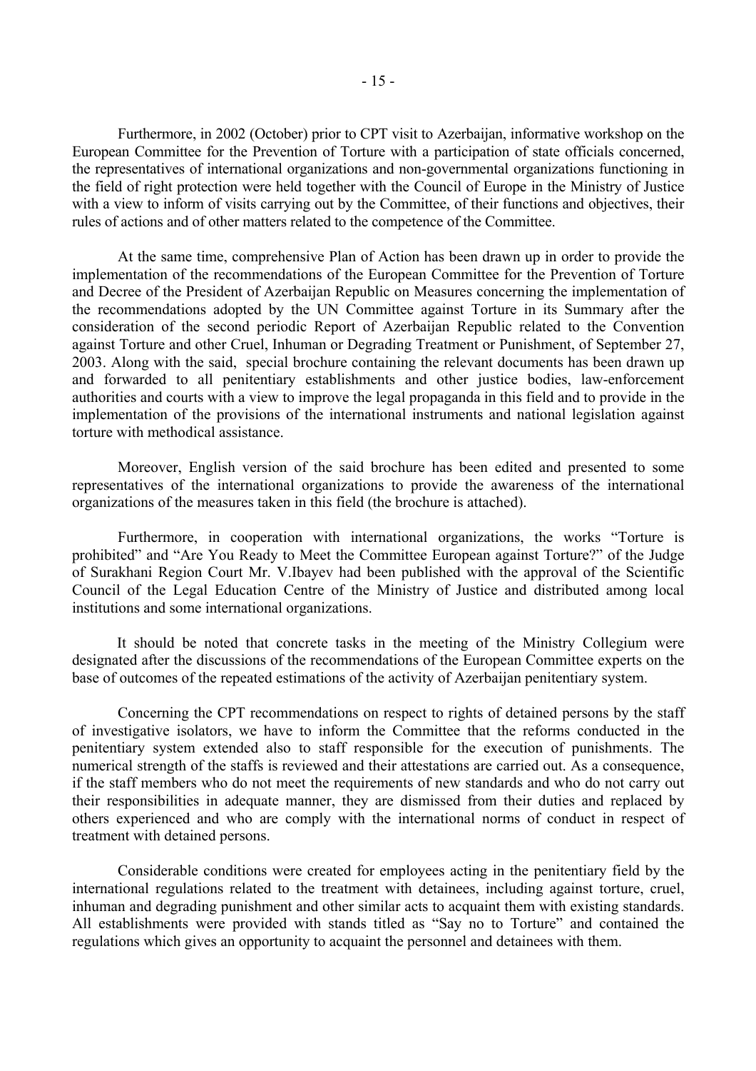Furthermore, in 2002 (October) prior to CPT visit to Azerbaijan, informative workshop on the European Committee for the Prevention of Torture with a participation of state officials concerned, the representatives of international organizations and non-governmental organizations functioning in the field of right protection were held together with the Council of Europe in the Ministry of Justice with a view to inform of visits carrying out by the Committee, of their functions and objectives, their rules of actions and of other matters related to the competence of the Committee.

At the same time, comprehensive Plan of Action has been drawn up in order to provide the implementation of the recommendations of the European Committee for the Prevention of Torture and Decree of the President of Azerbaijan Republic on Measures concerning the implementation of the recommendations adopted by the UN Committee against Torture in its Summary after the consideration of the second periodic Report of Azerbaijan Republic related to the Convention against Torture and other Cruel, Inhuman or Degrading Treatment or Punishment, of September 27, 2003. Along with the said, special brochure containing the relevant documents has been drawn up and forwarded to all penitentiary establishments and other justice bodies, law-enforcement authorities and courts with a view to improve the legal propaganda in this field and to provide in the implementation of the provisions of the international instruments and national legislation against torture with methodical assistance.

Moreover, English version of the said brochure has been edited and presented to some representatives of the international organizations to provide the awareness of the international organizations of the measures taken in this field (the brochure is attached).

Furthermore, in cooperation with international organizations, the works "Torture is prohibited" and "Are You Ready to Meet the Committee European against Torture?" of the Judge of Surakhani Region Court Mr. V.Ibayev had been published with the approval of the Scientific Council of the Legal Education Centre of the Ministry of Justice and distributed among local institutions and some international organizations.

It should be noted that concrete tasks in the meeting of the Ministry Collegium were designated after the discussions of the recommendations of the European Committee experts on the base of outcomes of the repeated estimations of the activity of Azerbaijan penitentiary system.

Concerning the CPT recommendations on respect to rights of detained persons by the staff of investigative isolators, we have to inform the Committee that the reforms conducted in the penitentiary system extended also to staff responsible for the execution of punishments. The numerical strength of the staffs is reviewed and their attestations are carried out. As a consequence, if the staff members who do not meet the requirements of new standards and who do not carry out their responsibilities in adequate manner, they are dismissed from their duties and replaced by others experienced and who are comply with the international norms of conduct in respect of treatment with detained persons.

Considerable conditions were created for employees acting in the penitentiary field by the international regulations related to the treatment with detainees, including against torture, cruel, inhuman and degrading punishment and other similar acts to acquaint them with existing standards. All establishments were provided with stands titled as "Say no to Torture" and contained the regulations which gives an opportunity to acquaint the personnel and detainees with them.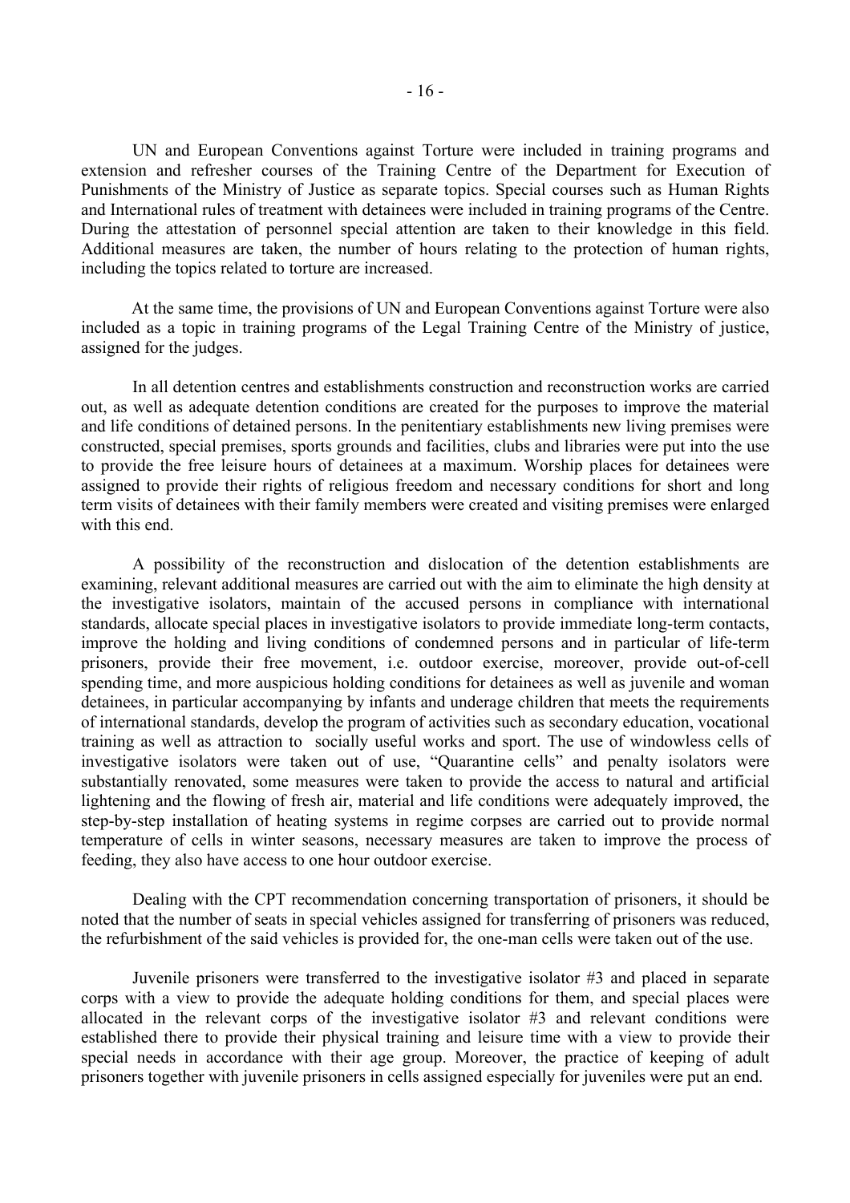UN and European Conventions against Torture were included in training programs and extension and refresher courses of the Training Centre of the Department for Execution of Punishments of the Ministry of Justice as separate topics. Special courses such as Human Rights and International rules of treatment with detainees were included in training programs of the Centre. During the attestation of personnel special attention are taken to their knowledge in this field. Additional measures are taken, the number of hours relating to the protection of human rights, including the topics related to torture are increased.

At the same time, the provisions of UN and European Conventions against Torture were also included as a topic in training programs of the Legal Training Centre of the Ministry of justice, assigned for the judges.

In all detention centres and establishments construction and reconstruction works are carried out, as well as adequate detention conditions are created for the purposes to improve the material and life conditions of detained persons. In the penitentiary establishments new living premises were constructed, special premises, sports grounds and facilities, clubs and libraries were put into the use to provide the free leisure hours of detainees at a maximum. Worship places for detainees were assigned to provide their rights of religious freedom and necessary conditions for short and long term visits of detainees with their family members were created and visiting premises were enlarged with this end.

A possibility of the reconstruction and dislocation of the detention establishments are examining, relevant additional measures are carried out with the aim to eliminate the high density at the investigative isolators, maintain of the accused persons in compliance with international standards, allocate special places in investigative isolators to provide immediate long-term contacts, improve the holding and living conditions of condemned persons and in particular of life-term prisoners, provide their free movement, i.e. outdoor exercise, moreover, provide out-of-cell spending time, and more auspicious holding conditions for detainees as well as juvenile and woman detainees, in particular accompanying by infants and underage children that meets the requirements of international standards, develop the program of activities such as secondary education, vocational training as well as attraction to socially useful works and sport. The use of windowless cells of investigative isolators were taken out of use, "Quarantine cells" and penalty isolators were substantially renovated, some measures were taken to provide the access to natural and artificial lightening and the flowing of fresh air, material and life conditions were adequately improved, the step-by-step installation of heating systems in regime corpses are carried out to provide normal temperature of cells in winter seasons, necessary measures are taken to improve the process of feeding, they also have access to one hour outdoor exercise.

Dealing with the CPT recommendation concerning transportation of prisoners, it should be noted that the number of seats in special vehicles assigned for transferring of prisoners was reduced, the refurbishment of the said vehicles is provided for, the one-man cells were taken out of the use.

Juvenile prisoners were transferred to the investigative isolator #3 and placed in separate corps with a view to provide the adequate holding conditions for them, and special places were allocated in the relevant corps of the investigative isolator #3 and relevant conditions were established there to provide their physical training and leisure time with a view to provide their special needs in accordance with their age group. Moreover, the practice of keeping of adult prisoners together with juvenile prisoners in cells assigned especially for juveniles were put an end.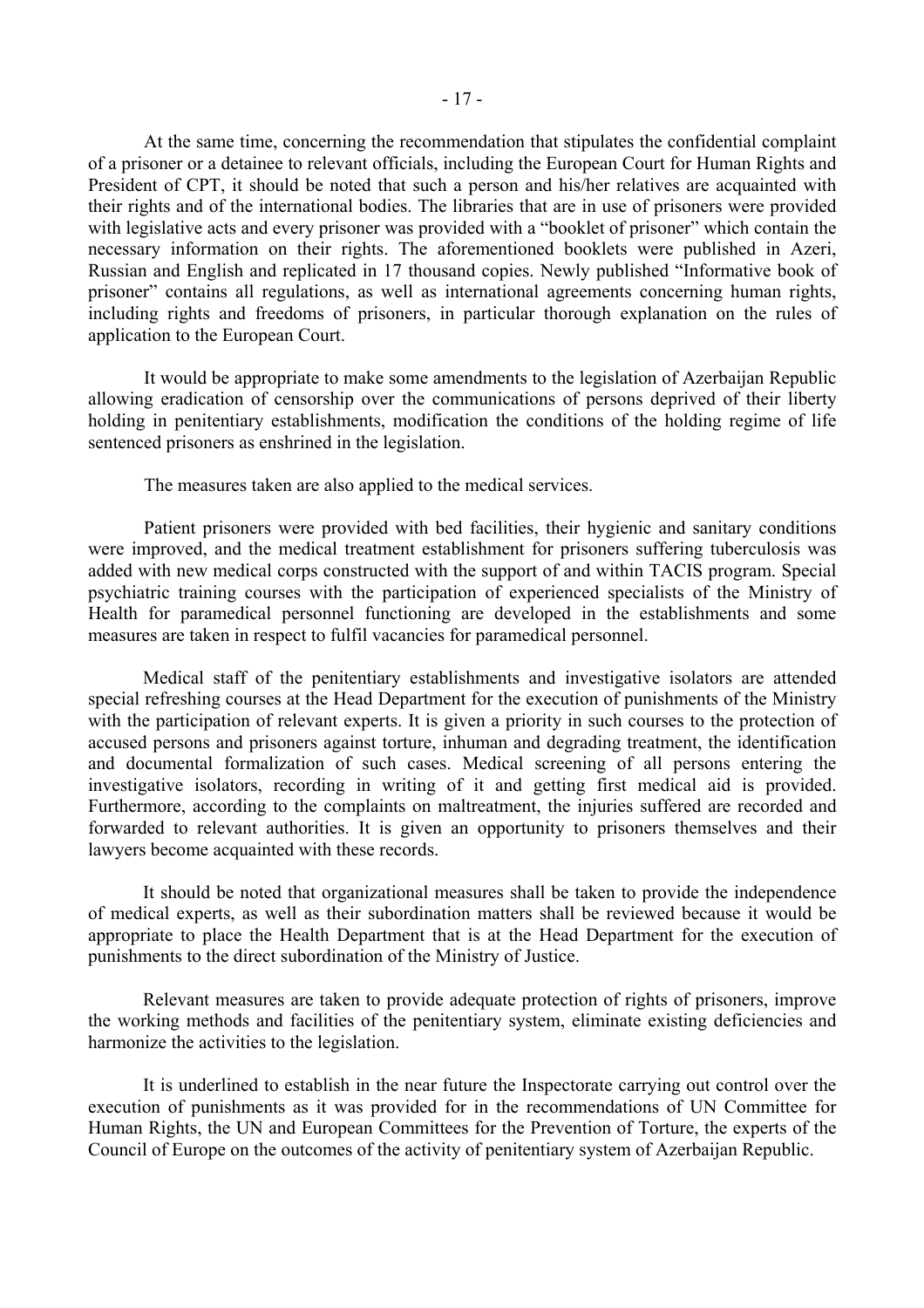At the same time, concerning the recommendation that stipulates the confidential complaint of a prisoner or a detainee to relevant officials, including the European Court for Human Rights and President of CPT, it should be noted that such a person and his/her relatives are acquainted with their rights and of the international bodies. The libraries that are in use of prisoners were provided with legislative acts and every prisoner was provided with a "booklet of prisoner" which contain the necessary information on their rights. The aforementioned booklets were published in Azeri, Russian and English and replicated in 17 thousand copies. Newly published "Informative book of prisoner" contains all regulations, as well as international agreements concerning human rights, including rights and freedoms of prisoners, in particular thorough explanation on the rules of application to the European Court.

It would be appropriate to make some amendments to the legislation of Azerbaijan Republic allowing eradication of censorship over the communications of persons deprived of their liberty holding in penitentiary establishments, modification the conditions of the holding regime of life sentenced prisoners as enshrined in the legislation.

The measures taken are also applied to the medical services.

Patient prisoners were provided with bed facilities, their hygienic and sanitary conditions were improved, and the medical treatment establishment for prisoners suffering tuberculosis was added with new medical corps constructed with the support of and within TACIS program. Special psychiatric training courses with the participation of experienced specialists of the Ministry of Health for paramedical personnel functioning are developed in the establishments and some measures are taken in respect to fulfil vacancies for paramedical personnel.

Medical staff of the penitentiary establishments and investigative isolators are attended special refreshing courses at the Head Department for the execution of punishments of the Ministry with the participation of relevant experts. It is given a priority in such courses to the protection of accused persons and prisoners against torture, inhuman and degrading treatment, the identification and documental formalization of such cases. Medical screening of all persons entering the investigative isolators, recording in writing of it and getting first medical aid is provided. Furthermore, according to the complaints on maltreatment, the injuries suffered are recorded and forwarded to relevant authorities. It is given an opportunity to prisoners themselves and their lawyers become acquainted with these records.

It should be noted that organizational measures shall be taken to provide the independence of medical experts, as well as their subordination matters shall be reviewed because it would be appropriate to place the Health Department that is at the Head Department for the execution of punishments to the direct subordination of the Ministry of Justice.

Relevant measures are taken to provide adequate protection of rights of prisoners, improve the working methods and facilities of the penitentiary system, eliminate existing deficiencies and harmonize the activities to the legislation.

It is underlined to establish in the near future the Inspectorate carrying out control over the execution of punishments as it was provided for in the recommendations of UN Committee for Human Rights, the UN and European Committees for the Prevention of Torture, the experts of the Council of Europe on the outcomes of the activity of penitentiary system of Azerbaijan Republic.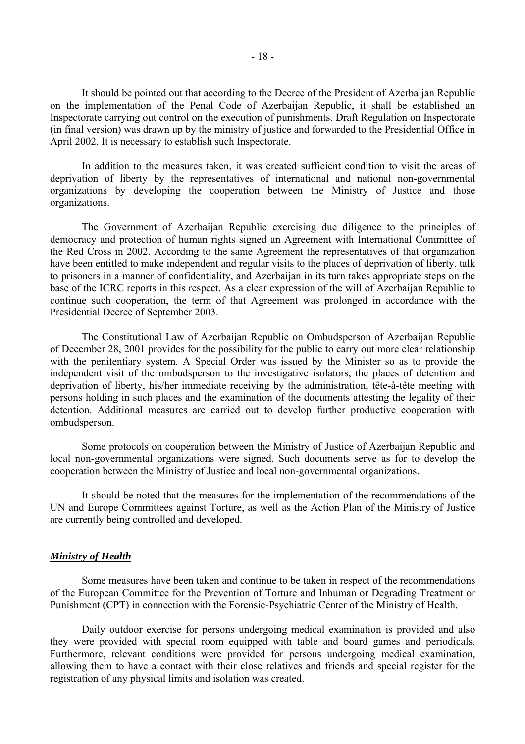It should be pointed out that according to the Decree of the President of Azerbaijan Republic on the implementation of the Penal Code of Azerbaijan Republic, it shall be established an Inspectorate carrying out control on the execution of punishments. Draft Regulation on Inspectorate (in final version) was drawn up by the ministry of justice and forwarded to the Presidential Office in April 2002. It is necessary to establish such Inspectorate.

In addition to the measures taken, it was created sufficient condition to visit the areas of deprivation of liberty by the representatives of international and national non-governmental organizations by developing the cooperation between the Ministry of Justice and those organizations.

The Government of Azerbaijan Republic exercising due diligence to the principles of democracy and protection of human rights signed an Agreement with International Committee of the Red Cross in 2002. According to the same Agreement the representatives of that organization have been entitled to make independent and regular visits to the places of deprivation of liberty, talk to prisoners in a manner of confidentiality, and Azerbaijan in its turn takes appropriate steps on the base of the ICRC reports in this respect. As a clear expression of the will of Azerbaijan Republic to continue such cooperation, the term of that Agreement was prolonged in accordance with the Presidential Decree of September 2003.

The Constitutional Law of Azerbaijan Republic on Ombudsperson of Azerbaijan Republic of December 28, 2001 provides for the possibility for the public to carry out more clear relationship with the penitentiary system. A Special Order was issued by the Minister so as to provide the independent visit of the ombudsperson to the investigative isolators, the places of detention and deprivation of liberty, his/her immediate receiving by the administration, tête-à-tête meeting with persons holding in such places and the examination of the documents attesting the legality of their detention. Additional measures are carried out to develop further productive cooperation with ombudsperson.

Some protocols on cooperation between the Ministry of Justice of Azerbaijan Republic and local non-governmental organizations were signed. Such documents serve as for to develop the cooperation between the Ministry of Justice and local non-governmental organizations.

It should be noted that the measures for the implementation of the recommendations of the UN and Europe Committees against Torture, as well as the Action Plan of the Ministry of Justice are currently being controlled and developed.

***Ministry of Health***

Some measures have been taken and continue to be taken in respect of the recommendations of the European Committee for the Prevention of Torture and Inhuman or Degrading Treatment or Punishment (CPT) in connection with the Forensic-Psychiatric Center of the Ministry of Health.

Daily outdoor exercise for persons undergoing medical examination is provided and also they were provided with special room equipped with table and board games and periodicals. Furthermore, relevant conditions were provided for persons undergoing medical examination, allowing them to have a contact with their close relatives and friends and special register for the registration of any physical limits and isolation was created.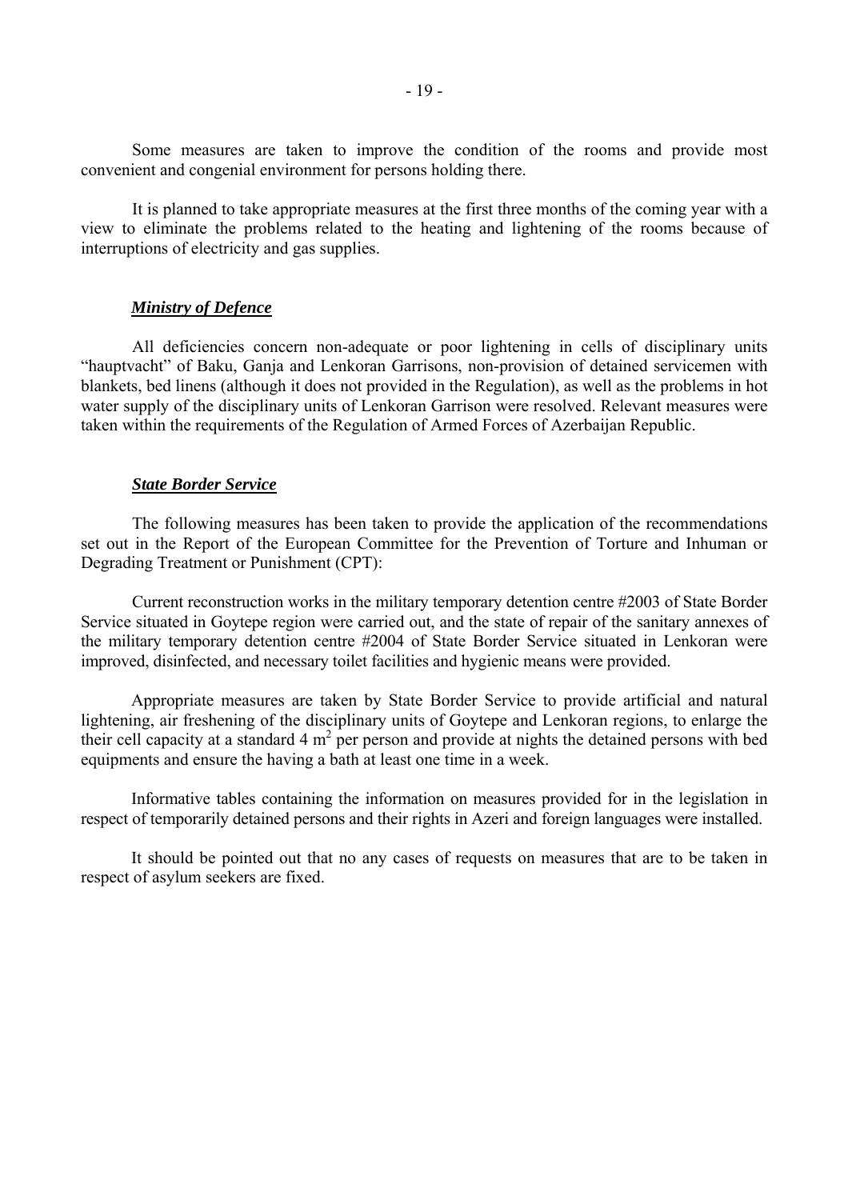Some measures are taken to improve the condition of the rooms and provide most convenient and congenial environment for persons holding there.

It is planned to take appropriate measures at the first three months of the coming year with a view to eliminate the problems related to the heating and lightening of the rooms because of interruptions of electricity and gas supplies.

***Ministry of Defence***

All deficiencies concern non-adequate or poor lightening in cells of disciplinary units "hauptvacht" of Baku, Ganja and Lenkoran Garrisons, non-provision of detained servicemen with blankets, bed linens (although it does not provided in the Regulation), as well as the problems in hot water supply of the disciplinary units of Lenkoran Garrison were resolved. Relevant measures were taken within the requirements of the Regulation of Armed Forces of Azerbaijan Republic.

***State Border Service***

The following measures has been taken to provide the application of the recommendations set out in the Report of the European Committee for the Prevention of Torture and Inhuman or Degrading Treatment or Punishment (CPT):

Current reconstruction works in the military temporary detention centre #2003 of State Border Service situated in Goytepe region were carried out, and the state of repair of the sanitary annexes of the military temporary detention centre #2004 of State Border Service situated in Lenkoran were improved, disinfected, and necessary toilet facilities and hygienic means were provided.

Appropriate measures are taken by State Border Service to provide artificial and natural lightening, air freshening of the disciplinary units of Goytepe and Lenkoran regions, to enlarge the their cell capacity at a standard 4 $m^2$ per person and provide at nights the detained persons with bed equipments and ensure the having a bath at least one time in a week.

Informative tables containing the information on measures provided for in the legislation in respect of temporarily detained persons and their rights in Azeri and foreign languages were installed.

It should be pointed out that no any cases of requests on measures that are to be taken in respect of asylum seekers are fixed.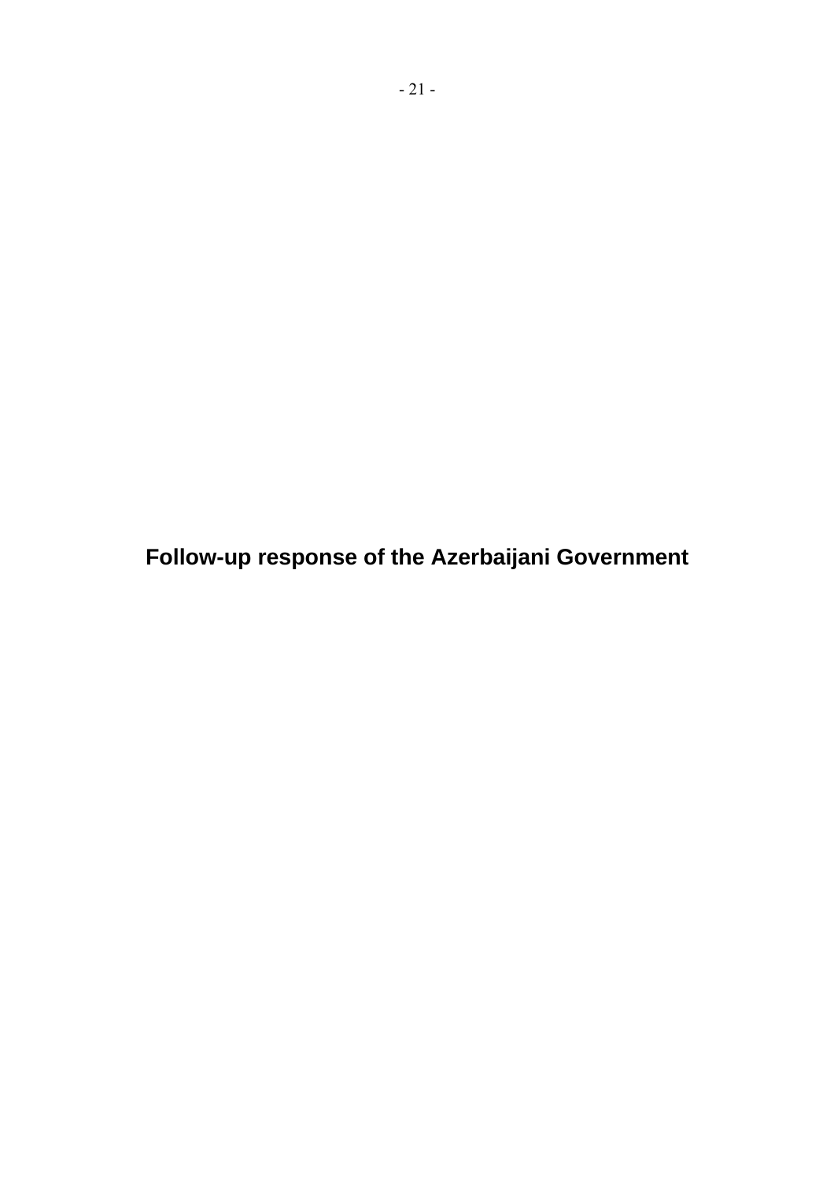# Follow-up response of the Azerbaijani Government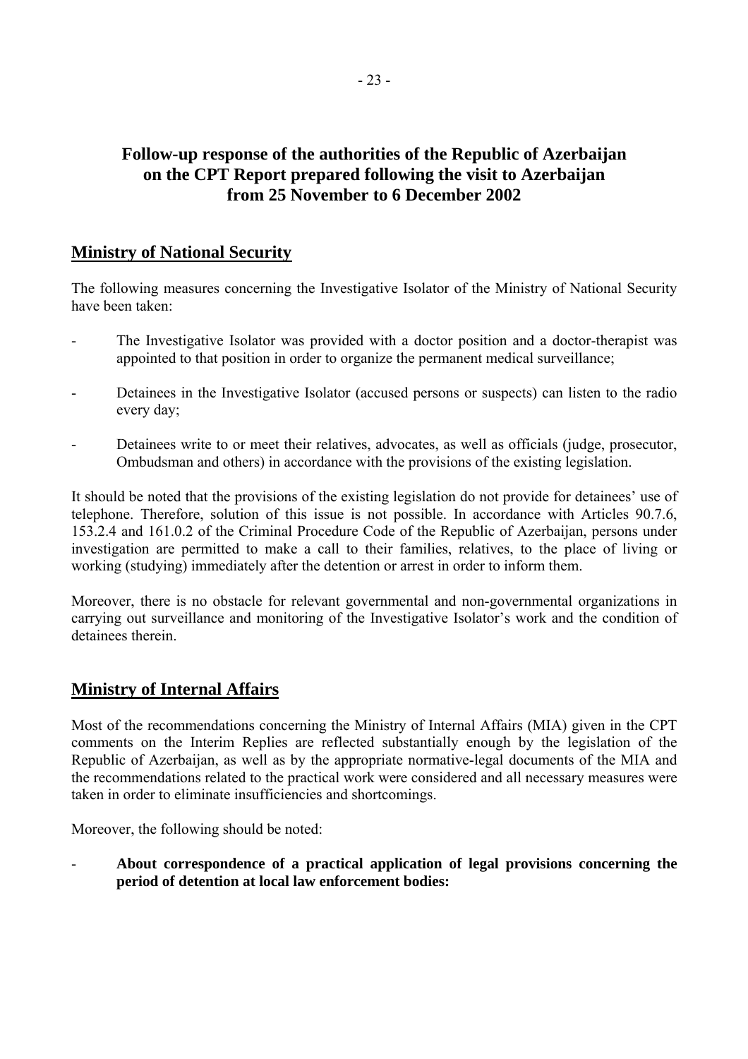# Follow-up response of the authorities of the Republic of Azerbaijan on the CPT Report prepared following the visit to Azerbaijan from 25 November to 6 December 2002

## Ministry of National Security

The following measures concerning the Investigative Isolator of the Ministry of National Security have been taken:

- The Investigative Isolator was provided with a doctor position and a doctor-therapist was appointed to that position in order to organize the permanent medical surveillance;
- Detainees in the Investigative Isolator (accused persons or suspects) can listen to the radio every day;
- Detainees write to or meet their relatives, advocates, as well as officials (judge, prosecutor, Ombudsman and others) in accordance with the provisions of the existing legislation.

It should be noted that the provisions of the existing legislation do not provide for detainees' use of telephone. Therefore, solution of this issue is not possible. In accordance with Articles 90.7.6, 153.2.4 and 161.0.2 of the Criminal Procedure Code of the Republic of Azerbaijan, persons under investigation are permitted to make a call to their families, relatives, to the place of living or working (studying) immediately after the detention or arrest in order to inform them.

Moreover, there is no obstacle for relevant governmental and non-governmental organizations in carrying out surveillance and monitoring of the Investigative Isolator's work and the condition of detainees therein.

## Ministry of Internal Affairs

Most of the recommendations concerning the Ministry of Internal Affairs (MIA) given in the CPT comments on the Interim Replies are reflected substantially enough by the legislation of the Republic of Azerbaijan, as well as by the appropriate normative-legal documents of the MIA and the recommendations related to the practical work were considered and all necessary measures were taken in order to eliminate insufficiencies and shortcomings.

Moreover, the following should be noted:

- **About correspondence of a practical application of legal provisions concerning the period of detention at local law enforcement bodies:**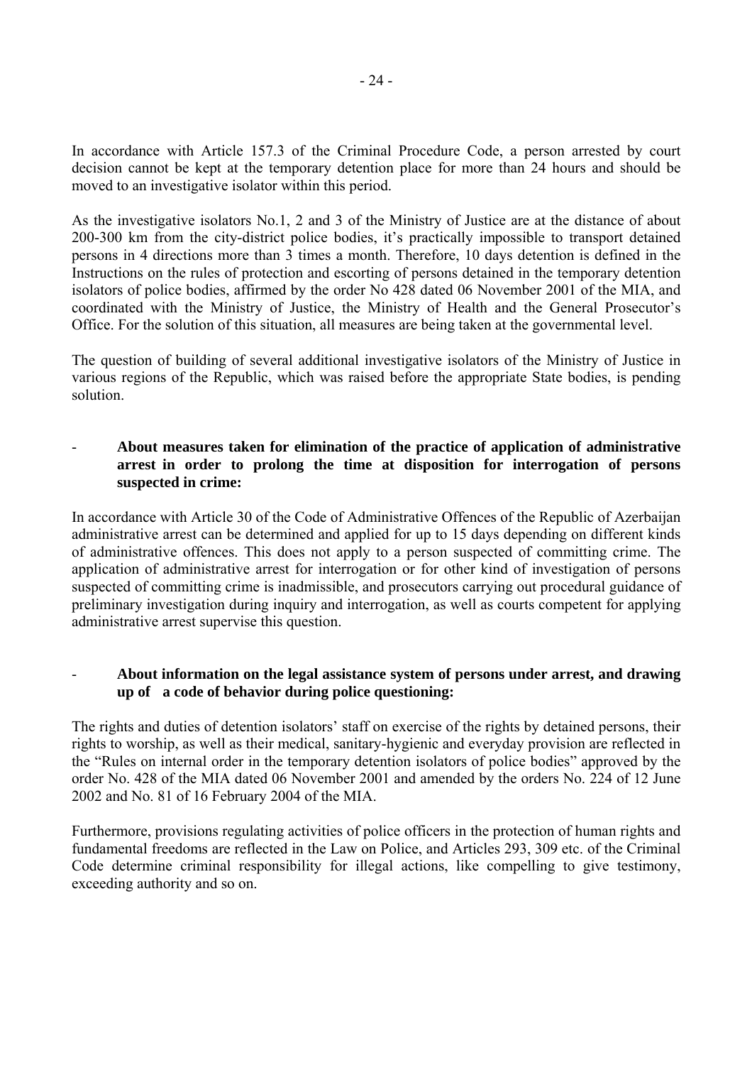In accordance with Article 157.3 of the Criminal Procedure Code, a person arrested by court decision cannot be kept at the temporary detention place for more than 24 hours and should be moved to an investigative isolator within this period.

As the investigative isolators No.1, 2 and 3 of the Ministry of Justice are at the distance of about 200-300 km from the city-district police bodies, it's practically impossible to transport detained persons in 4 directions more than 3 times a month. Therefore, 10 days detention is defined in the Instructions on the rules of protection and escorting of persons detained in the temporary detention isolators of police bodies, affirmed by the order No 428 dated 06 November 2001 of the MIA, and coordinated with the Ministry of Justice, the Ministry of Health and the General Prosecutor's Office. For the solution of this situation, all measures are being taken at the governmental level.

The question of building of several additional investigative isolators of the Ministry of Justice in various regions of the Republic, which was raised before the appropriate State bodies, is pending solution.

- **About measures taken for elimination of the practice of application of administrative arrest in order to prolong the time at disposition for interrogation of persons suspected in crime:**

In accordance with Article 30 of the Code of Administrative Offences of the Republic of Azerbaijan administrative arrest can be determined and applied for up to 15 days depending on different kinds of administrative offences. This does not apply to a person suspected of committing crime. The application of administrative arrest for interrogation or for other kind of investigation of persons suspected of committing crime is inadmissible, and prosecutors carrying out procedural guidance of preliminary investigation during inquiry and interrogation, as well as courts competent for applying administrative arrest supervise this question.

- **About information on the legal assistance system of persons under arrest, and drawing up of a code of behavior during police questioning:**

The rights and duties of detention isolators' staff on exercise of the rights by detained persons, their rights to worship, as well as their medical, sanitary-hygienic and everyday provision are reflected in the "Rules on internal order in the temporary detention isolators of police bodies" approved by the order No. 428 of the MIA dated 06 November 2001 and amended by the orders No. 224 of 12 June 2002 and No. 81 of 16 February 2004 of the MIA.

Furthermore, provisions regulating activities of police officers in the protection of human rights and fundamental freedoms are reflected in the Law on Police, and Articles 293, 309 etc. of the Criminal Code determine criminal responsibility for illegal actions, like compelling to give testimony, exceeding authority and so on.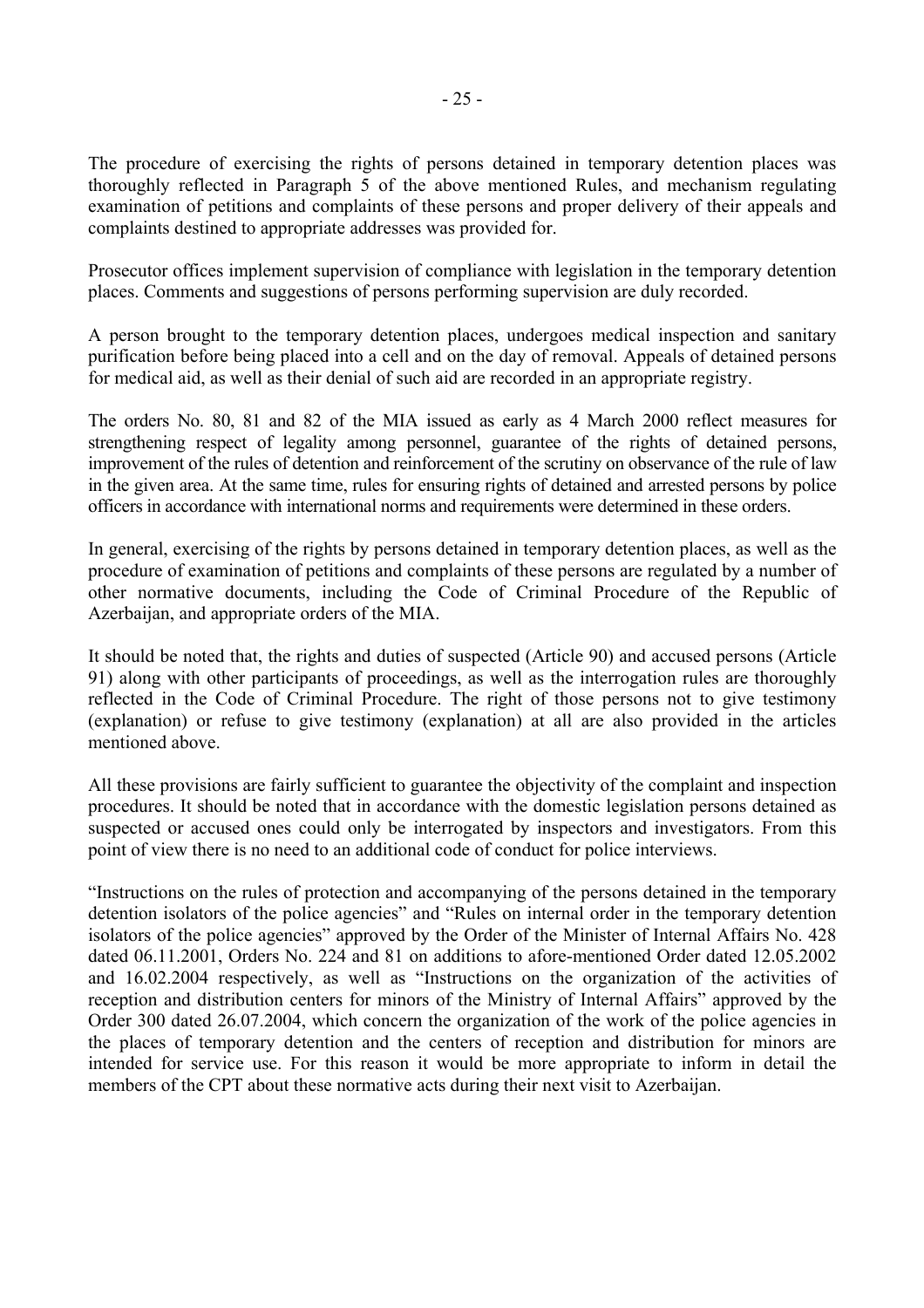The procedure of exercising the rights of persons detained in temporary detention places was thoroughly reflected in Paragraph 5 of the above mentioned Rules, and mechanism regulating examination of petitions and complaints of these persons and proper delivery of their appeals and complaints destined to appropriate addresses was provided for.

Prosecutor offices implement supervision of compliance with legislation in the temporary detention places. Comments and suggestions of persons performing supervision are duly recorded.

A person brought to the temporary detention places, undergoes medical inspection and sanitary purification before being placed into a cell and on the day of removal. Appeals of detained persons for medical aid, as well as their denial of such aid are recorded in an appropriate registry.

The orders No. 80, 81 and 82 of the MIA issued as early as 4 March 2000 reflect measures for strengthening respect of legality among personnel, guarantee of the rights of detained persons, improvement of the rules of detention and reinforcement of the scrutiny on observance of the rule of law in the given area. At the same time, rules for ensuring rights of detained and arrested persons by police officers in accordance with international norms and requirements were determined in these orders.

In general, exercising of the rights by persons detained in temporary detention places, as well as the procedure of examination of petitions and complaints of these persons are regulated by a number of other normative documents, including the Code of Criminal Procedure of the Republic of Azerbaijan, and appropriate orders of the MIA.

It should be noted that, the rights and duties of suspected (Article 90) and accused persons (Article 91) along with other participants of proceedings, as well as the interrogation rules are thoroughly reflected in the Code of Criminal Procedure. The right of those persons not to give testimony (explanation) or refuse to give testimony (explanation) at all are also provided in the articles mentioned above.

All these provisions are fairly sufficient to guarantee the objectivity of the complaint and inspection procedures. It should be noted that in accordance with the domestic legislation persons detained as suspected or accused ones could only be interrogated by inspectors and investigators. From this point of view there is no need to an additional code of conduct for police interviews.

"Instructions on the rules of protection and accompanying of the persons detained in the temporary detention isolators of the police agencies" and "Rules on internal order in the temporary detention isolators of the police agencies" approved by the Order of the Minister of Internal Affairs No. 428 dated 06.11.2001, Orders No. 224 and 81 on additions to afore-mentioned Order dated 12.05.2002 and 16.02.2004 respectively, as well as "Instructions on the organization of the activities of reception and distribution centers for minors of the Ministry of Internal Affairs" approved by the Order 300 dated 26.07.2004, which concern the organization of the work of the police agencies in the places of temporary detention and the centers of reception and distribution for minors are intended for service use. For this reason it would be more appropriate to inform in detail the members of the CPT about these normative acts during their next visit to Azerbaijan.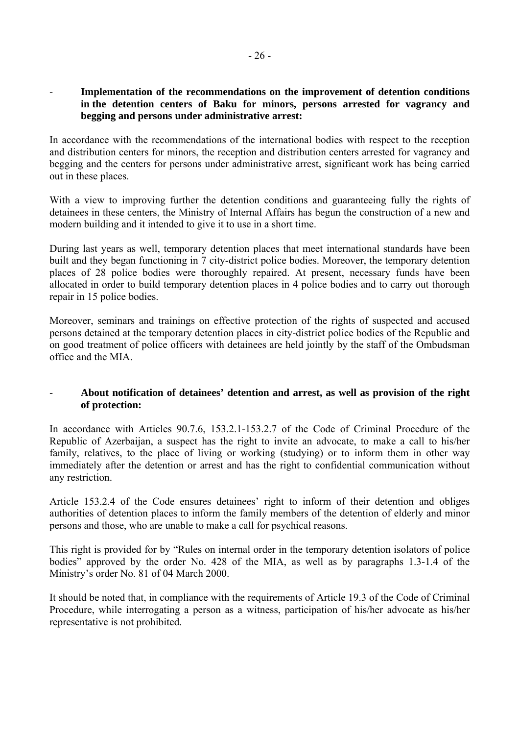- **Implementation of the recommendations on the improvement of detention conditions in the detention centers of Baku for minors, persons arrested for vagrancy and begging and persons under administrative arrest:**

In accordance with the recommendations of the international bodies with respect to the reception and distribution centers for minors, the reception and distribution centers arrested for vagrancy and begging and the centers for persons under administrative arrest, significant work has being carried out in these places.

With a view to improving further the detention conditions and guaranteeing fully the rights of detainees in these centers, the Ministry of Internal Affairs has begun the construction of a new and modern building and it intended to give it to use in a short time.

During last years as well, temporary detention places that meet international standards have been built and they began functioning in 7 city-district police bodies. Moreover, the temporary detention places of 28 police bodies were thoroughly repaired. At present, necessary funds have been allocated in order to build temporary detention places in 4 police bodies and to carry out thorough repair in 15 police bodies.

Moreover, seminars and trainings on effective protection of the rights of suspected and accused persons detained at the temporary detention places in city-district police bodies of the Republic and on good treatment of police officers with detainees are held jointly by the staff of the Ombudsman office and the MIA.

- **About notification of detainees' detention and arrest, as well as provision of the right of protection:**

In accordance with Articles 90.7.6, 153.2.1-153.2.7 of the Code of Criminal Procedure of the Republic of Azerbaijan, a suspect has the right to invite an advocate, to make a call to his/her family, relatives, to the place of living or working (studying) or to inform them in other way immediately after the detention or arrest and has the right to confidential communication without any restriction.

Article 153.2.4 of the Code ensures detainees' right to inform of their detention and obliges authorities of detention places to inform the family members of the detention of elderly and minor persons and those, who are unable to make a call for psychical reasons.

This right is provided for by "Rules on internal order in the temporary detention isolators of police bodies" approved by the order No. 428 of the MIA, as well as by paragraphs 1.3-1.4 of the Ministry's order No. 81 of 04 March 2000.

It should be noted that, in compliance with the requirements of Article 19.3 of the Code of Criminal Procedure, while interrogating a person as a witness, participation of his/her advocate as his/her representative is not prohibited.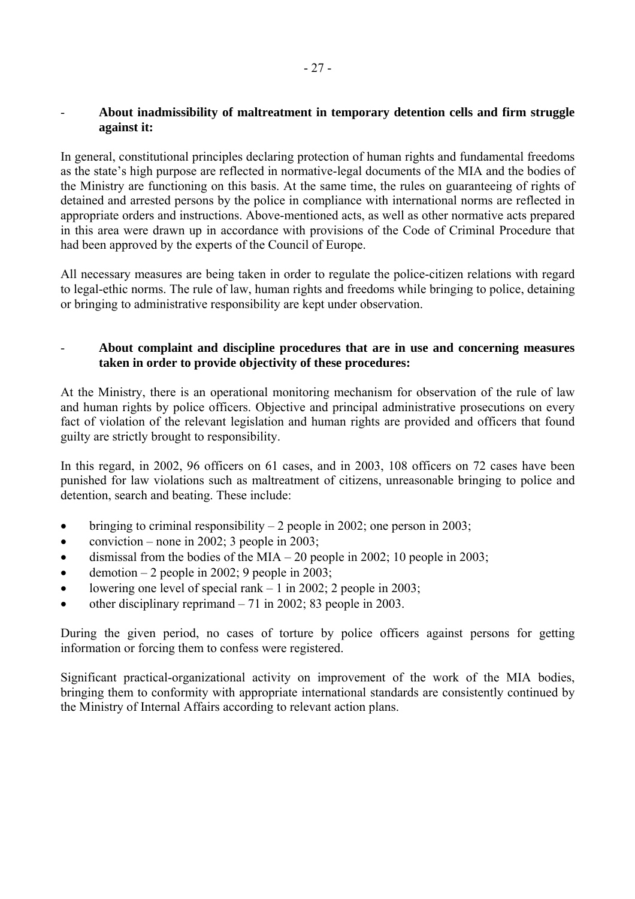- **About inadmissibility of maltreatment in temporary detention cells and firm struggle against it:**

In general, constitutional principles declaring protection of human rights and fundamental freedoms as the state's high purpose are reflected in normative-legal documents of the MIA and the bodies of the Ministry are functioning on this basis. At the same time, the rules on guaranteeing of rights of detained and arrested persons by the police in compliance with international norms are reflected in appropriate orders and instructions. Above-mentioned acts, as well as other normative acts prepared in this area were drawn up in accordance with provisions of the Code of Criminal Procedure that had been approved by the experts of the Council of Europe.

All necessary measures are being taken in order to regulate the police-citizen relations with regard to legal-ethic norms. The rule of law, human rights and freedoms while bringing to police, detaining or bringing to administrative responsibility are kept under observation.

- **About complaint and discipline procedures that are in use and concerning measures taken in order to provide objectivity of these procedures:**

At the Ministry, there is an operational monitoring mechanism for observation of the rule of law and human rights by police officers. Objective and principal administrative prosecutions on every fact of violation of the relevant legislation and human rights are provided and officers that found guilty are strictly brought to responsibility.

In this regard, in 2002, 96 officers on 61 cases, and in 2003, 108 officers on 72 cases have been punished for law violations such as maltreatment of citizens, unreasonable bringing to police and detention, search and beating. These include:

- bringing to criminal responsibility – 2 people in 2002; one person in 2003;
- conviction – none in 2002; 3 people in 2003;
- dismissal from the bodies of the MIA – 20 people in 2002; 10 people in 2003;
- demotion – 2 people in 2002; 9 people in 2003;
- lowering one level of special rank – 1 in 2002; 2 people in 2003;
- other disciplinary reprimand – 71 in 2002; 83 people in 2003.

During the given period, no cases of torture by police officers against persons for getting information or forcing them to confess were registered.

Significant practical-organizational activity on improvement of the work of the MIA bodies, bringing them to conformity with appropriate international standards are consistently continued by the Ministry of Internal Affairs according to relevant action plans.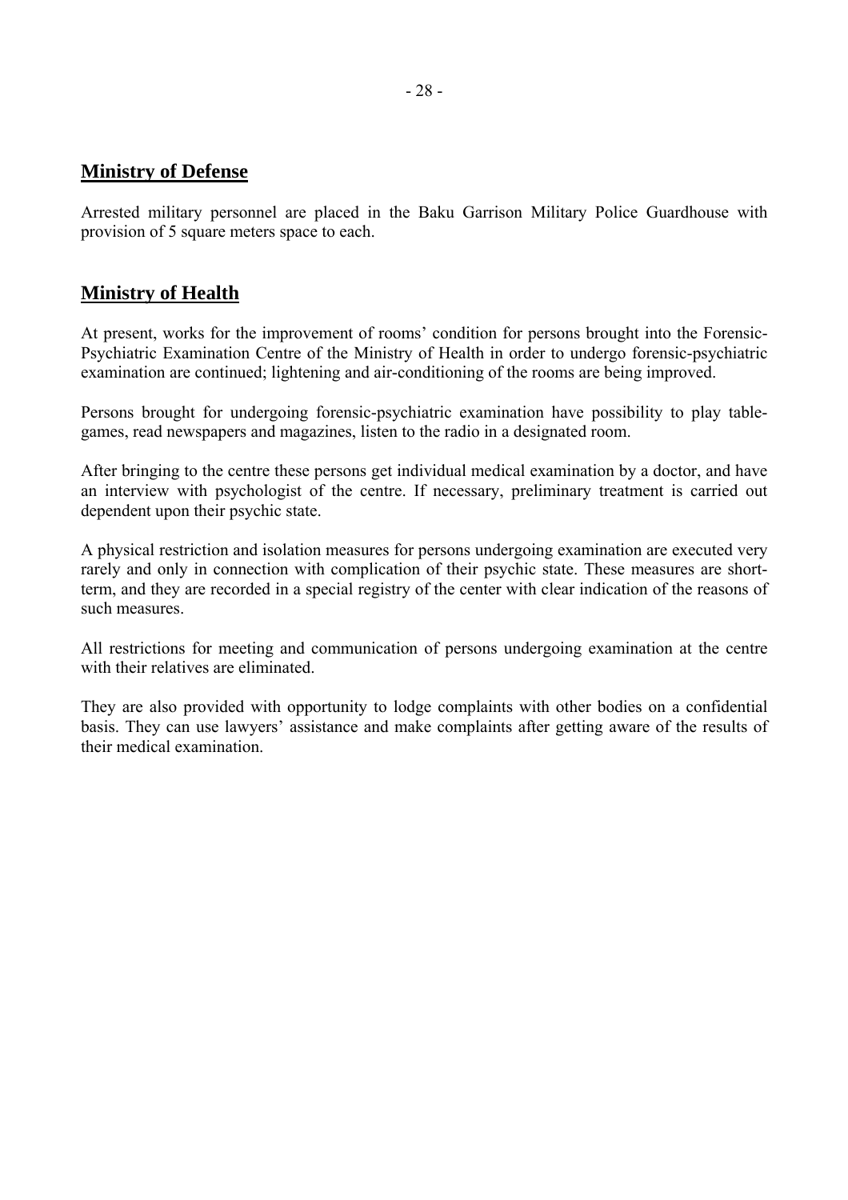## Ministry of Defense

Arrested military personnel are placed in the Baku Garrison Military Police Guardhouse with provision of 5 square meters space to each.

## Ministry of Health

At present, works for the improvement of rooms' condition for persons brought into the Forensic-Psychiatric Examination Centre of the Ministry of Health in order to undergo forensic-psychiatric examination are continued; lightening and air-conditioning of the rooms are being improved.

Persons brought for undergoing forensic-psychiatric examination have possibility to play table-games, read newspapers and magazines, listen to the radio in a designated room.

After bringing to the centre these persons get individual medical examination by a doctor, and have an interview with psychologist of the centre. If necessary, preliminary treatment is carried out dependent upon their psychic state.

A physical restriction and isolation measures for persons undergoing examination are executed very rarely and only in connection with complication of their psychic state. These measures are short-term, and they are recorded in a special registry of the center with clear indication of the reasons of such measures.

All restrictions for meeting and communication of persons undergoing examination at the centre with their relatives are eliminated.

They are also provided with opportunity to lodge complaints with other bodies on a confidential basis. They can use lawyers' assistance and make complaints after getting aware of the results of their medical examination.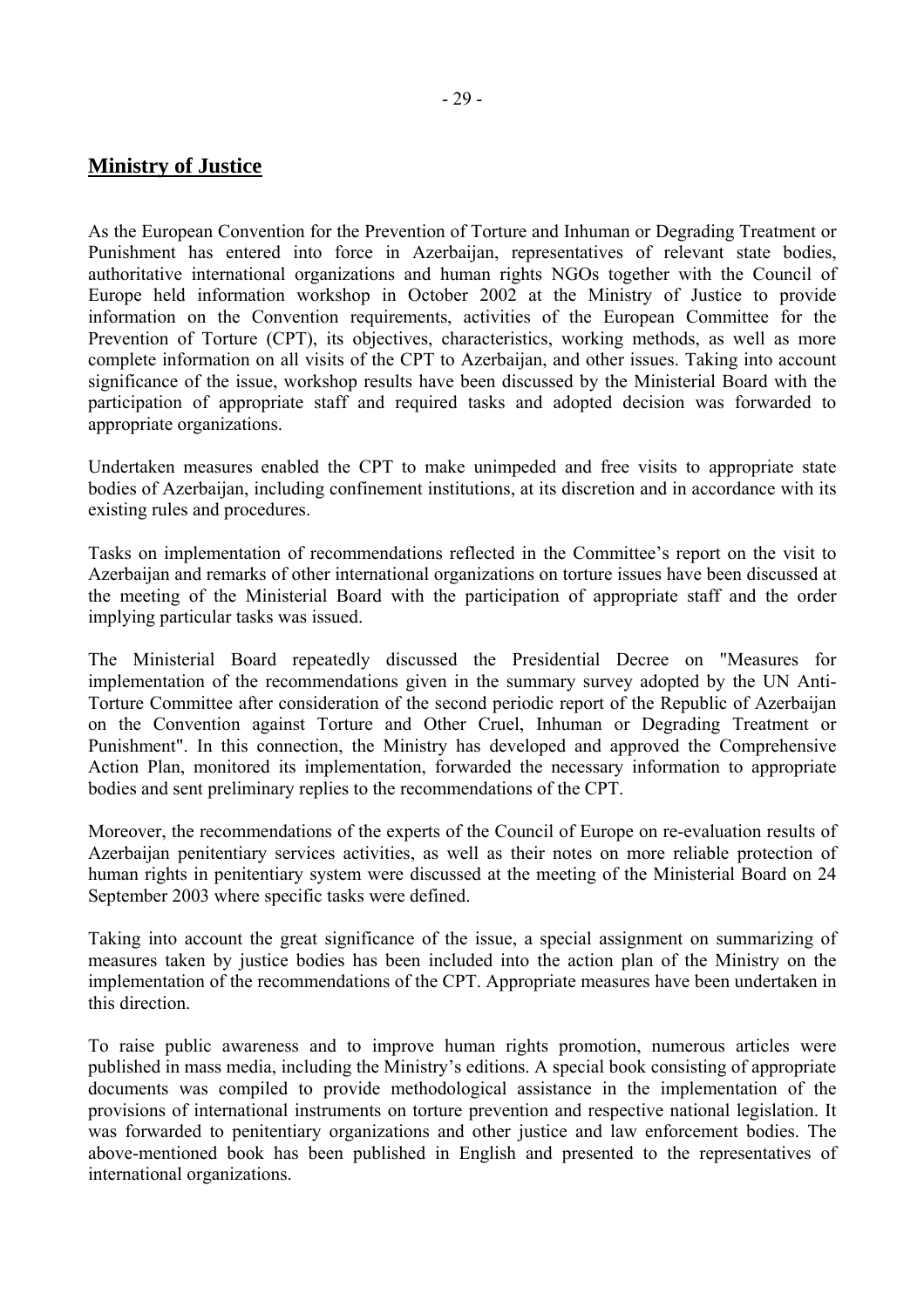## Ministry of Justice

As the European Convention for the Prevention of Torture and Inhuman or Degrading Treatment or Punishment has entered into force in Azerbaijan, representatives of relevant state bodies, authoritative international organizations and human rights NGOs together with the Council of Europe held information workshop in October 2002 at the Ministry of Justice to provide information on the Convention requirements, activities of the European Committee for the Prevention of Torture (CPT), its objectives, characteristics, working methods, as well as more complete information on all visits of the CPT to Azerbaijan, and other issues. Taking into account significance of the issue, workshop results have been discussed by the Ministerial Board with the participation of appropriate staff and required tasks and adopted decision was forwarded to appropriate organizations.

Undertaken measures enabled the CPT to make unimpeded and free visits to appropriate state bodies of Azerbaijan, including confinement institutions, at its discretion and in accordance with its existing rules and procedures.

Tasks on implementation of recommendations reflected in the Committee's report on the visit to Azerbaijan and remarks of other international organizations on torture issues have been discussed at the meeting of the Ministerial Board with the participation of appropriate staff and the order implying particular tasks was issued.

The Ministerial Board repeatedly discussed the Presidential Decree on "Measures for implementation of the recommendations given in the summary survey adopted by the UN Anti-Torture Committee after consideration of the second periodic report of the Republic of Azerbaijan on the Convention against Torture and Other Cruel, Inhuman or Degrading Treatment or Punishment". In this connection, the Ministry has developed and approved the Comprehensive Action Plan, monitored its implementation, forwarded the necessary information to appropriate bodies and sent preliminary replies to the recommendations of the CPT.

Moreover, the recommendations of the experts of the Council of Europe on re-evaluation results of Azerbaijan penitentiary services activities, as well as their notes on more reliable protection of human rights in penitentiary system were discussed at the meeting of the Ministerial Board on 24 September 2003 where specific tasks were defined.

Taking into account the great significance of the issue, a special assignment on summarizing of measures taken by justice bodies has been included into the action plan of the Ministry on the implementation of the recommendations of the CPT. Appropriate measures have been undertaken in this direction.

To raise public awareness and to improve human rights promotion, numerous articles were published in mass media, including the Ministry's editions. A special book consisting of appropriate documents was compiled to provide methodological assistance in the implementation of the provisions of international instruments on torture prevention and respective national legislation. It was forwarded to penitentiary organizations and other justice and law enforcement bodies. The above-mentioned book has been published in English and presented to the representatives of international organizations.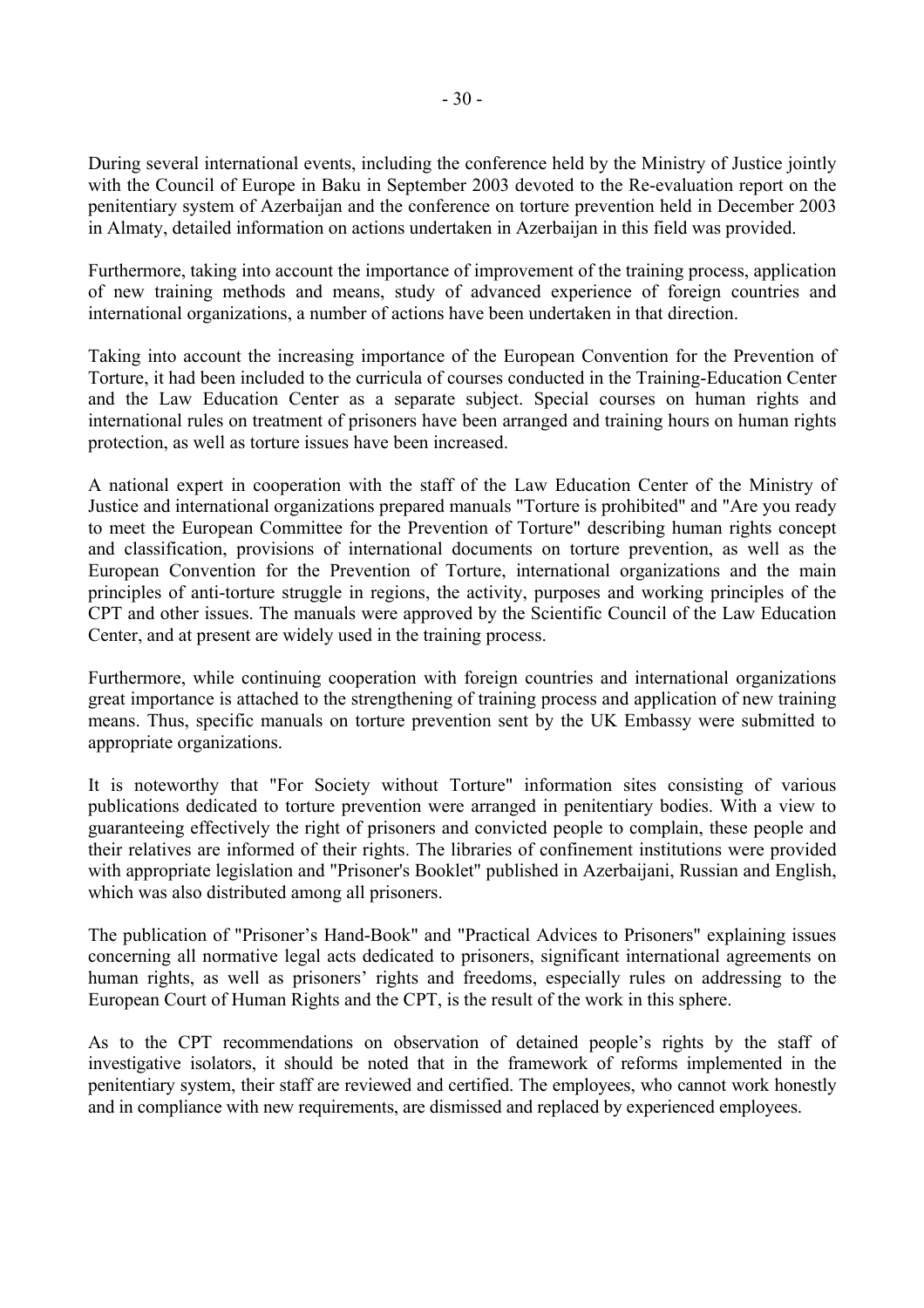During several international events, including the conference held by the Ministry of Justice jointly with the Council of Europe in Baku in September 2003 devoted to the Re-evaluation report on the penitentiary system of Azerbaijan and the conference on torture prevention held in December 2003 in Almaty, detailed information on actions undertaken in Azerbaijan in this field was provided.

Furthermore, taking into account the importance of improvement of the training process, application of new training methods and means, study of advanced experience of foreign countries and international organizations, a number of actions have been undertaken in that direction.

Taking into account the increasing importance of the European Convention for the Prevention of Torture, it had been included to the curricula of courses conducted in the Training-Education Center and the Law Education Center as a separate subject. Special courses on human rights and international rules on treatment of prisoners have been arranged and training hours on human rights protection, as well as torture issues have been increased.

A national expert in cooperation with the staff of the Law Education Center of the Ministry of Justice and international organizations prepared manuals "Torture is prohibited" and "Are you ready to meet the European Committee for the Prevention of Torture" describing human rights concept and classification, provisions of international documents on torture prevention, as well as the European Convention for the Prevention of Torture, international organizations and the main principles of anti-torture struggle in regions, the activity, purposes and working principles of the CPT and other issues. The manuals were approved by the Scientific Council of the Law Education Center, and at present are widely used in the training process.

Furthermore, while continuing cooperation with foreign countries and international organizations great importance is attached to the strengthening of training process and application of new training means. Thus, specific manuals on torture prevention sent by the UK Embassy were submitted to appropriate organizations.

It is noteworthy that "For Society without Torture" information sites consisting of various publications dedicated to torture prevention were arranged in penitentiary bodies. With a view to guaranteeing effectively the right of prisoners and convicted people to complain, these people and their relatives are informed of their rights. The libraries of confinement institutions were provided with appropriate legislation and "Prisoner's Booklet" published in Azerbaijani, Russian and English, which was also distributed among all prisoners.

The publication of "Prisoner's Hand-Book" and "Practical Advices to Prisoners" explaining issues concerning all normative legal acts dedicated to prisoners, significant international agreements on human rights, as well as prisoners' rights and freedoms, especially rules on addressing to the European Court of Human Rights and the CPT, is the result of the work in this sphere.

As to the CPT recommendations on observation of detained people's rights by the staff of investigative isolators, it should be noted that in the framework of reforms implemented in the penitentiary system, their staff are reviewed and certified. The employees, who cannot work honestly and in compliance with new requirements, are dismissed and replaced by experienced employees.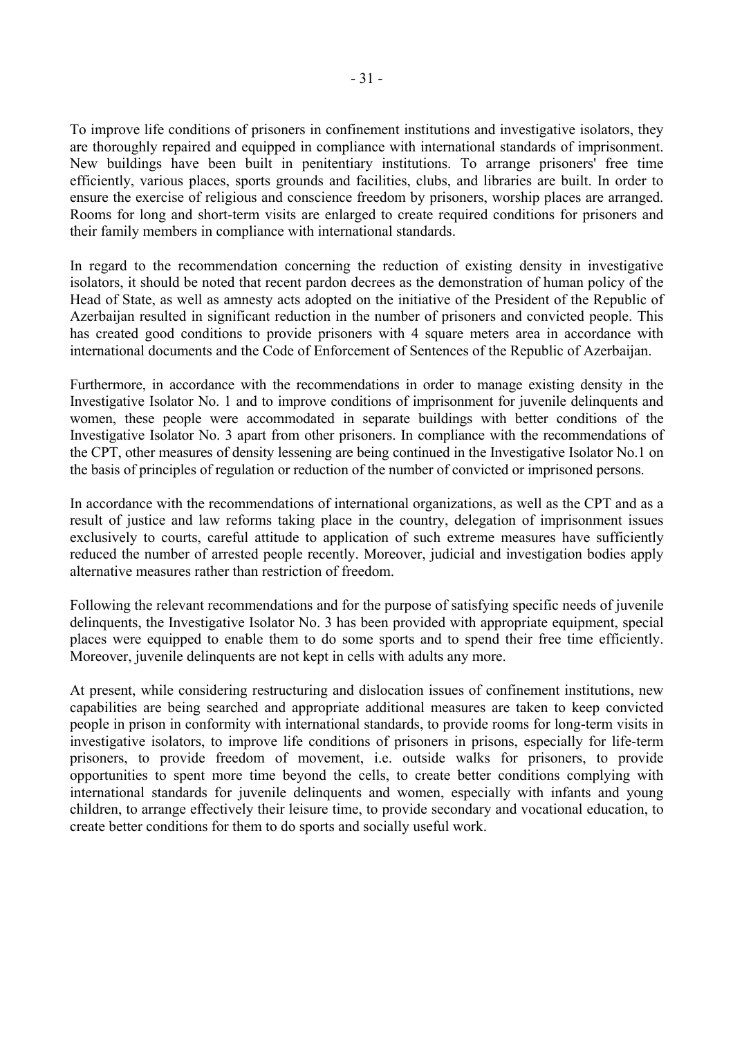To improve life conditions of prisoners in confinement institutions and investigative isolators, they are thoroughly repaired and equipped in compliance with international standards of imprisonment. New buildings have been built in penitentiary institutions. To arrange prisoners' free time efficiently, various places, sports grounds and facilities, clubs, and libraries are built. In order to ensure the exercise of religious and conscience freedom by prisoners, worship places are arranged. Rooms for long and short-term visits are enlarged to create required conditions for prisoners and their family members in compliance with international standards.

In regard to the recommendation concerning the reduction of existing density in investigative isolators, it should be noted that recent pardon decrees as the demonstration of human policy of the Head of State, as well as amnesty acts adopted on the initiative of the President of the Republic of Azerbaijan resulted in significant reduction in the number of prisoners and convicted people. This has created good conditions to provide prisoners with 4 square meters area in accordance with international documents and the Code of Enforcement of Sentences of the Republic of Azerbaijan.

Furthermore, in accordance with the recommendations in order to manage existing density in the Investigative Isolator No. 1 and to improve conditions of imprisonment for juvenile delinquents and women, these people were accommodated in separate buildings with better conditions of the Investigative Isolator No. 3 apart from other prisoners. In compliance with the recommendations of the CPT, other measures of density lessening are being continued in the Investigative Isolator No.1 on the basis of principles of regulation or reduction of the number of convicted or imprisoned persons.

In accordance with the recommendations of international organizations, as well as the CPT and as a result of justice and law reforms taking place in the country, delegation of imprisonment issues exclusively to courts, careful attitude to application of such extreme measures have sufficiently reduced the number of arrested people recently. Moreover, judicial and investigation bodies apply alternative measures rather than restriction of freedom.

Following the relevant recommendations and for the purpose of satisfying specific needs of juvenile delinquents, the Investigative Isolator No. 3 has been provided with appropriate equipment, special places were equipped to enable them to do some sports and to spend their free time efficiently. Moreover, juvenile delinquents are not kept in cells with adults any more.

At present, while considering restructuring and dislocation issues of confinement institutions, new capabilities are being searched and appropriate additional measures are taken to keep convicted people in prison in conformity with international standards, to provide rooms for long-term visits in investigative isolators, to improve life conditions of prisoners in prisons, especially for life-term prisoners, to provide freedom of movement, i.e. outside walks for prisoners, to provide opportunities to spent more time beyond the cells, to create better conditions complying with international standards for juvenile delinquents and women, especially with infants and young children, to arrange effectively their leisure time, to provide secondary and vocational education, to create better conditions for them to do sports and socially useful work.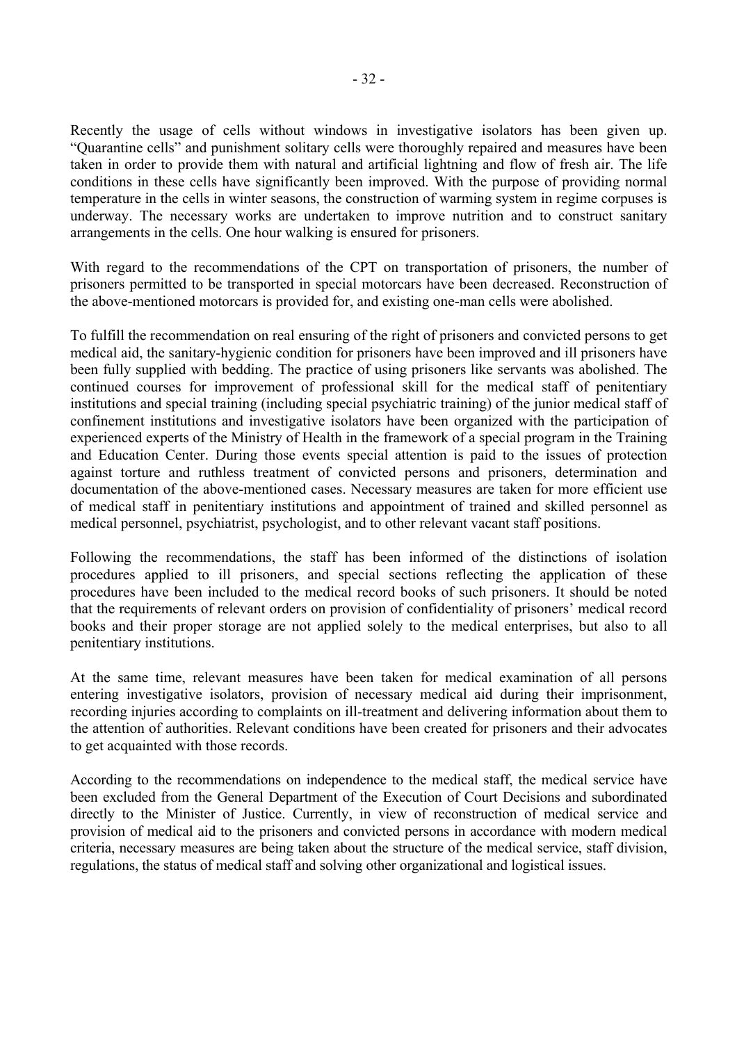Recently the usage of cells without windows in investigative isolators has been given up. “Quarantine cells” and punishment solitary cells were thoroughly repaired and measures have been taken in order to provide them with natural and artificial lightning and flow of fresh air. The life conditions in these cells have significantly been improved. With the purpose of providing normal temperature in the cells in winter seasons, the construction of warming system in regime corpuses is underway. The necessary works are undertaken to improve nutrition and to construct sanitary arrangements in the cells. One hour walking is ensured for prisoners.

With regard to the recommendations of the CPT on transportation of prisoners, the number of prisoners permitted to be transported in special motorcars have been decreased. Reconstruction of the above-mentioned motorcars is provided for, and existing one-man cells were abolished.

To fulfill the recommendation on real ensuring of the right of prisoners and convicted persons to get medical aid, the sanitary-hygienic condition for prisoners have been improved and ill prisoners have been fully supplied with bedding. The practice of using prisoners like servants was abolished. The continued courses for improvement of professional skill for the medical staff of penitentiary institutions and special training (including special psychiatric training) of the junior medical staff of confinement institutions and investigative isolators have been organized with the participation of experienced experts of the Ministry of Health in the framework of a special program in the Training and Education Center. During those events special attention is paid to the issues of protection against torture and ruthless treatment of convicted persons and prisoners, determination and documentation of the above-mentioned cases. Necessary measures are taken for more efficient use of medical staff in penitentiary institutions and appointment of trained and skilled personnel as medical personnel, psychiatrist, psychologist, and to other relevant vacant staff positions.

Following the recommendations, the staff has been informed of the distinctions of isolation procedures applied to ill prisoners, and special sections reflecting the application of these procedures have been included to the medical record books of such prisoners. It should be noted that the requirements of relevant orders on provision of confidentiality of prisoners’ medical record books and their proper storage are not applied solely to the medical enterprises, but also to all penitentiary institutions.

At the same time, relevant measures have been taken for medical examination of all persons entering investigative isolators, provision of necessary medical aid during their imprisonment, recording injuries according to complaints on ill-treatment and delivering information about them to the attention of authorities. Relevant conditions have been created for prisoners and their advocates to get acquainted with those records.

According to the recommendations on independence to the medical staff, the medical service have been excluded from the General Department of the Execution of Court Decisions and subordinated directly to the Minister of Justice. Currently, in view of reconstruction of medical service and provision of medical aid to the prisoners and convicted persons in accordance with modern medical criteria, necessary measures are being taken about the structure of the medical service, staff division, regulations, the status of medical staff and solving other organizational and logistical issues.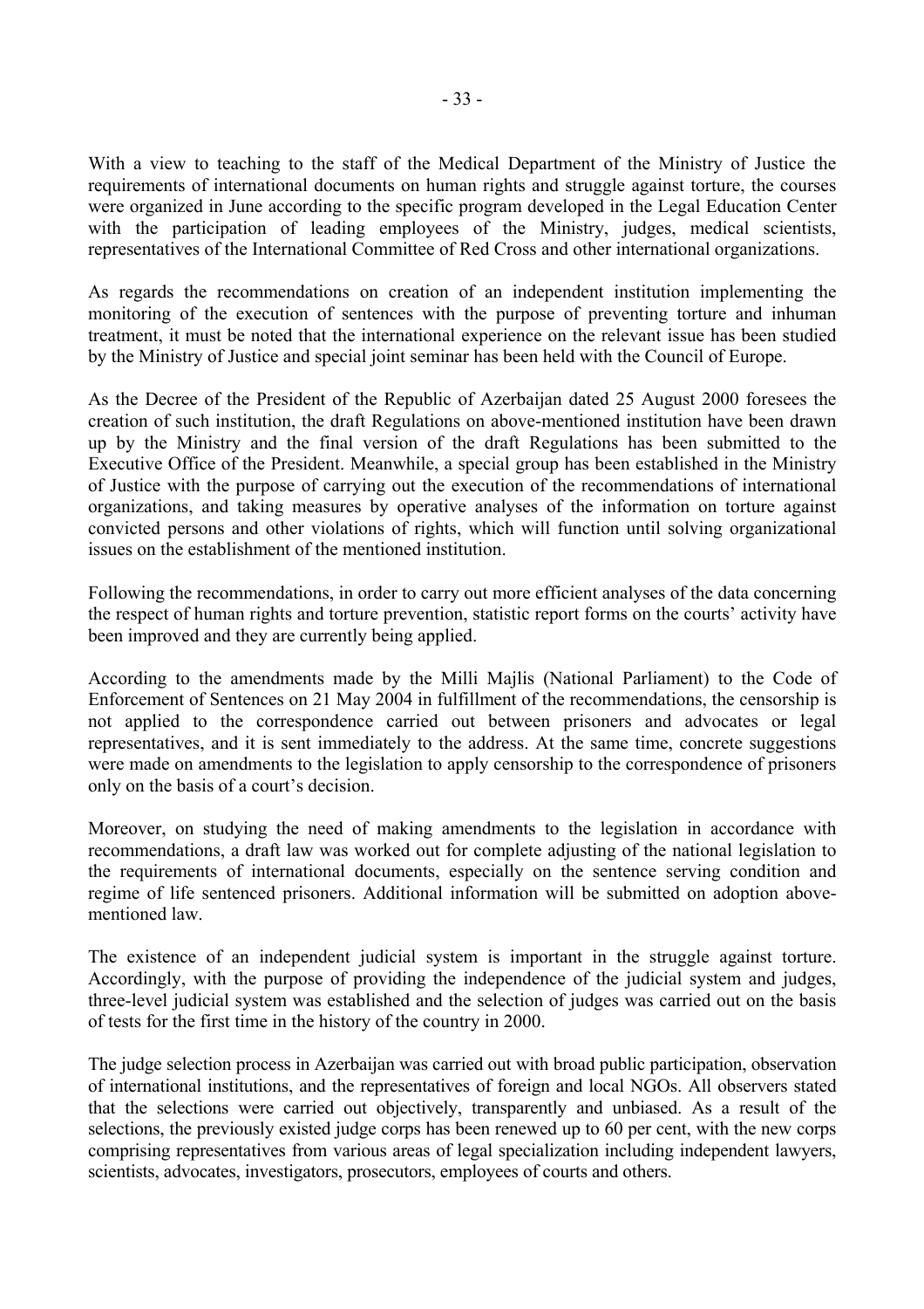With a view to teaching to the staff of the Medical Department of the Ministry of Justice the requirements of international documents on human rights and struggle against torture, the courses were organized in June according to the specific program developed in the Legal Education Center with the participation of leading employees of the Ministry, judges, medical scientists, representatives of the International Committee of Red Cross and other international organizations.

As regards the recommendations on creation of an independent institution implementing the monitoring of the execution of sentences with the purpose of preventing torture and inhuman treatment, it must be noted that the international experience on the relevant issue has been studied by the Ministry of Justice and special joint seminar has been held with the Council of Europe.

As the Decree of the President of the Republic of Azerbaijan dated 25 August 2000 foresees the creation of such institution, the draft Regulations on above-mentioned institution have been drawn up by the Ministry and the final version of the draft Regulations has been submitted to the Executive Office of the President. Meanwhile, a special group has been established in the Ministry of Justice with the purpose of carrying out the execution of the recommendations of international organizations, and taking measures by operative analyses of the information on torture against convicted persons and other violations of rights, which will function until solving organizational issues on the establishment of the mentioned institution.

Following the recommendations, in order to carry out more efficient analyses of the data concerning the respect of human rights and torture prevention, statistic report forms on the courts' activity have been improved and they are currently being applied.

According to the amendments made by the Milli Majlis (National Parliament) to the Code of Enforcement of Sentences on 21 May 2004 in fulfillment of the recommendations, the censorship is not applied to the correspondence carried out between prisoners and advocates or legal representatives, and it is sent immediately to the address. At the same time, concrete suggestions were made on amendments to the legislation to apply censorship to the correspondence of prisoners only on the basis of a court's decision.

Moreover, on studying the need of making amendments to the legislation in accordance with recommendations, a draft law was worked out for complete adjusting of the national legislation to the requirements of international documents, especially on the sentence serving condition and regime of life sentenced prisoners. Additional information will be submitted on adoption above-mentioned law.

The existence of an independent judicial system is important in the struggle against torture. Accordingly, with the purpose of providing the independence of the judicial system and judges, three-level judicial system was established and the selection of judges was carried out on the basis of tests for the first time in the history of the country in 2000.

The judge selection process in Azerbaijan was carried out with broad public participation, observation of international institutions, and the representatives of foreign and local NGOs. All observers stated that the selections were carried out objectively, transparently and unbiased. As a result of the selections, the previously existed judge corps has been renewed up to 60 per cent, with the new corps comprising representatives from various areas of legal specialization including independent lawyers, scientists, advocates, investigators, prosecutors, employees of courts and others.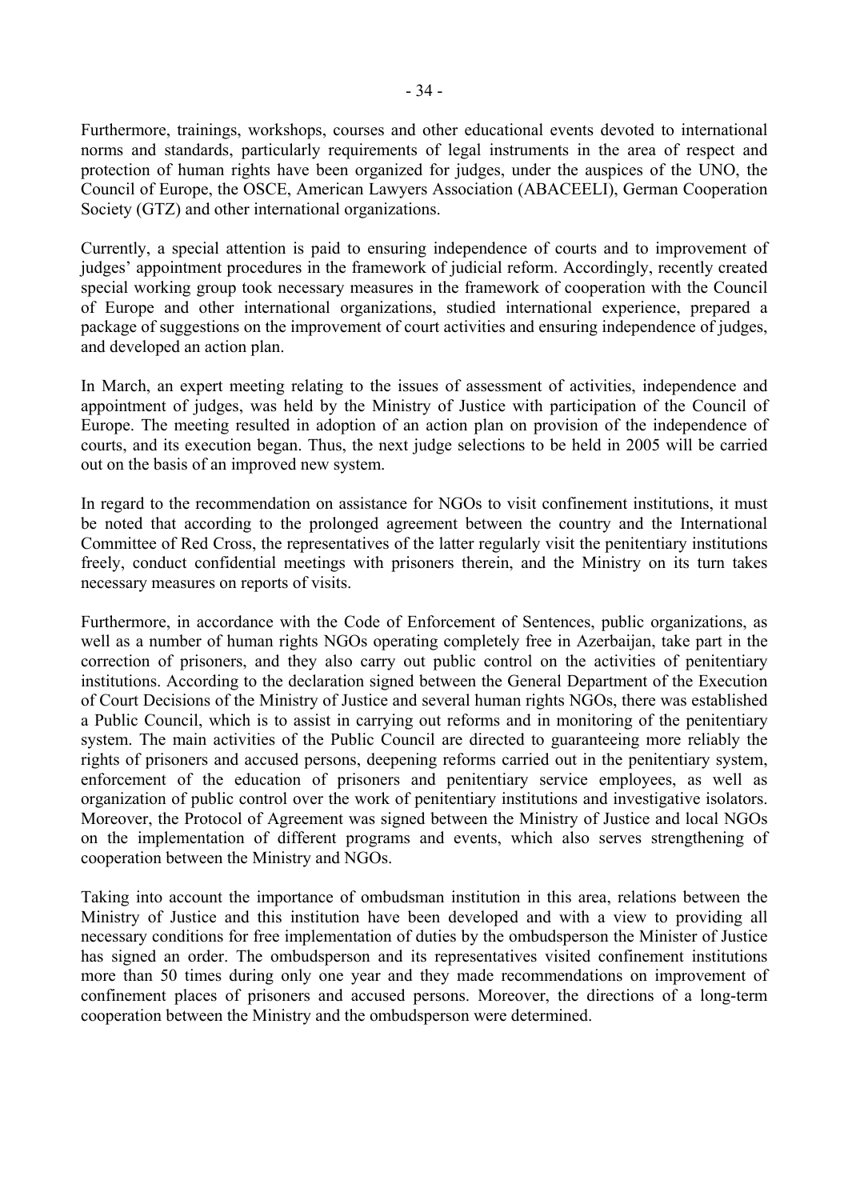Furthermore, trainings, workshops, courses and other educational events devoted to international norms and standards, particularly requirements of legal instruments in the area of respect and protection of human rights have been organized for judges, under the auspices of the UNO, the Council of Europe, the OSCE, American Lawyers Association (ABACEELI), German Cooperation Society (GTZ) and other international organizations.

Currently, a special attention is paid to ensuring independence of courts and to improvement of judges' appointment procedures in the framework of judicial reform. Accordingly, recently created special working group took necessary measures in the framework of cooperation with the Council of Europe and other international organizations, studied international experience, prepared a package of suggestions on the improvement of court activities and ensuring independence of judges, and developed an action plan.

In March, an expert meeting relating to the issues of assessment of activities, independence and appointment of judges, was held by the Ministry of Justice with participation of the Council of Europe. The meeting resulted in adoption of an action plan on provision of the independence of courts, and its execution began. Thus, the next judge selections to be held in 2005 will be carried out on the basis of an improved new system.

In regard to the recommendation on assistance for NGOs to visit confinement institutions, it must be noted that according to the prolonged agreement between the country and the International Committee of Red Cross, the representatives of the latter regularly visit the penitentiary institutions freely, conduct confidential meetings with prisoners therein, and the Ministry on its turn takes necessary measures on reports of visits.

Furthermore, in accordance with the Code of Enforcement of Sentences, public organizations, as well as a number of human rights NGOs operating completely free in Azerbaijan, take part in the correction of prisoners, and they also carry out public control on the activities of penitentiary institutions. According to the declaration signed between the General Department of the Execution of Court Decisions of the Ministry of Justice and several human rights NGOs, there was established a Public Council, which is to assist in carrying out reforms and in monitoring of the penitentiary system. The main activities of the Public Council are directed to guaranteeing more reliably the rights of prisoners and accused persons, deepening reforms carried out in the penitentiary system, enforcement of the education of prisoners and penitentiary service employees, as well as organization of public control over the work of penitentiary institutions and investigative isolators. Moreover, the Protocol of Agreement was signed between the Ministry of Justice and local NGOs on the implementation of different programs and events, which also serves strengthening of cooperation between the Ministry and NGOs.

Taking into account the importance of ombudsman institution in this area, relations between the Ministry of Justice and this institution have been developed and with a view to providing all necessary conditions for free implementation of duties by the ombudsperson the Minister of Justice has signed an order. The ombudsperson and its representatives visited confinement institutions more than 50 times during only one year and they made recommendations on improvement of confinement places of prisoners and accused persons. Moreover, the directions of a long-term cooperation between the Ministry and the ombudsperson were determined.